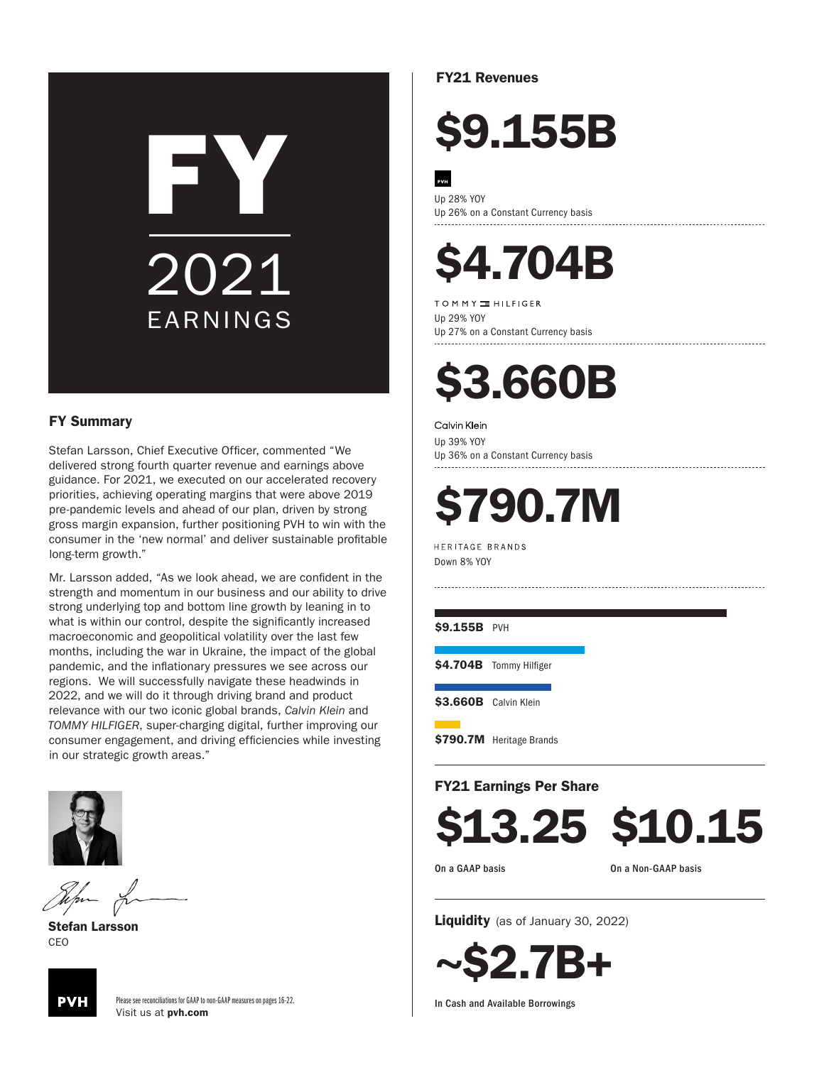# FY 2021 EARNINGS

## FY Summary

Stefan Larsson, Chief Executive Officer, commented "We delivered strong fourth quarter revenue and earnings above guidance. For 2021, we executed on our accelerated recovery priorities, achieving operating margins that were above 2019 pre-pandemic levels and ahead of our plan, driven by strong gross margin expansion, further positioning PVH to win with the consumer in the 'new normal' and deliver sustainable profitable long-term growth."

Mr. Larsson added, "As we look ahead, we are confident in the strength and momentum in our business and our ability to drive strong underlying top and bottom line growth by leaning in to what is within our control, despite the significantly increased macroeconomic and geopolitical volatility over the last few months, including the war in Ukraine, the impact of the global pandemic, and the inflationary pressures we see across our regions. We will successfully navigate these headwinds in 2022, and we will do it through driving brand and product relevance with our two iconic global brands, *Calvin Klein* and *TOMMY HILFIGER*, super-charging digital, further improving our consumer engagement, and driving efficiencies while investing in our strategic growth areas."

**Stefan Larsson**
CEO

Please see reconciliations for GAAP to non-GAAP measures on pages 16-22.
Visit us at **pvh.com**

## FY21 Revenues

**$9.155B**

PVH
Up 28% YOY
Up 26% on a Constant Currency basis

**$4.704B**

TOMMY HILFIGER
Up 29% YOY
Up 27% on a Constant Currency basis

**$3.660B**

Calvin Klein
Up 39% YOY
Up 36% on a Constant Currency basis

**$790.7M**

HERITAGE BRANDS
Down 8% YOY

**$9.155B** PVH

**$4.704B** Tommy Hilfiger

**$3.660B** Calvin Klein

**$790.7M** Heritage Brands

## FY21 Earnings Per Share

**$13.25**
On a GAAP basis

**$10.15**
On a Non-GAAP basis

## Liquidity (as of January 30, 2022)

**~$2.7B+**
In Cash and Available Borrowings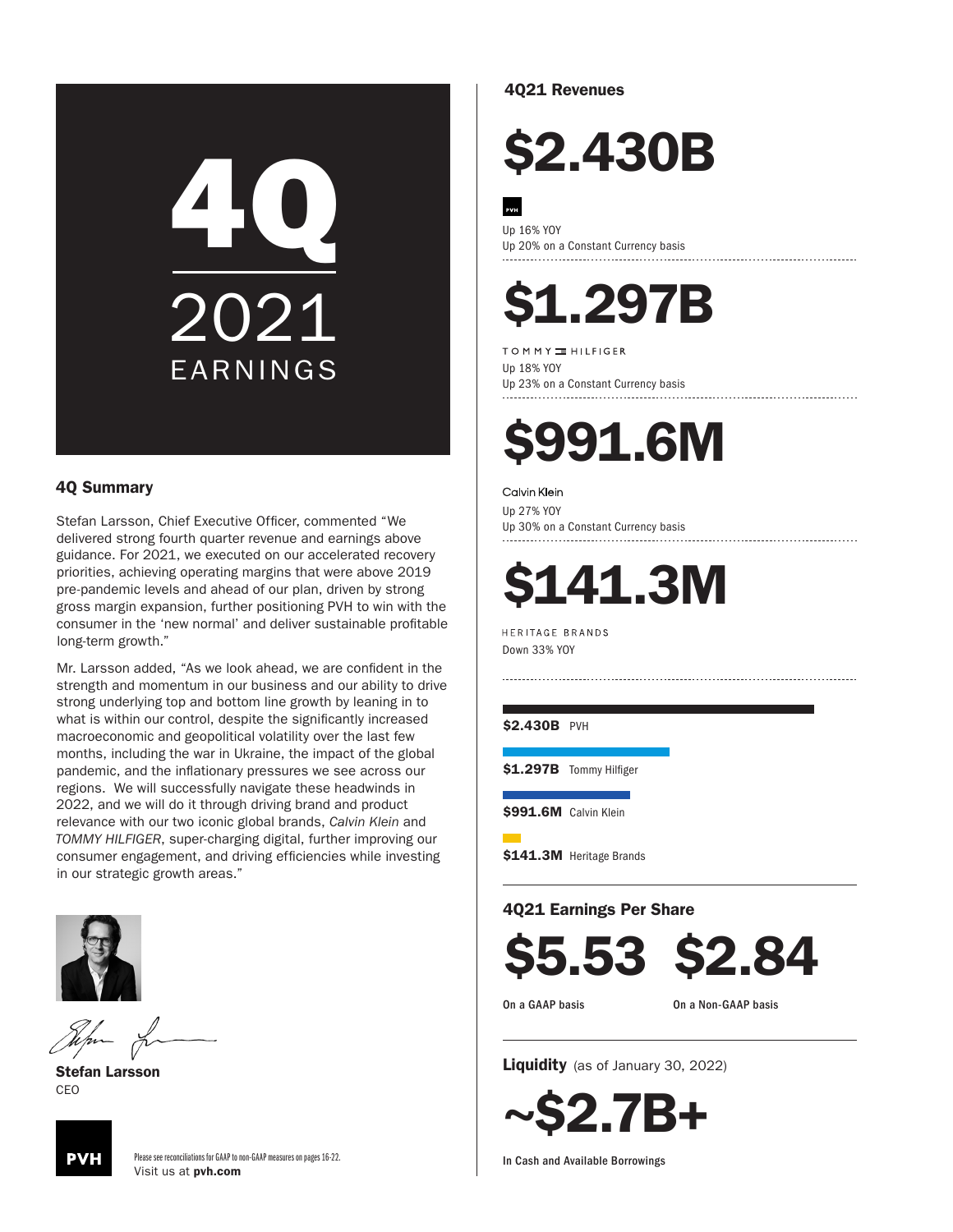# 4Q 2021 EARNINGS

## 4Q Summary

Stefan Larsson, Chief Executive Officer, commented "We delivered strong fourth quarter revenue and earnings above guidance. For 2021, we executed on our accelerated recovery priorities, achieving operating margins that were above 2019 pre-pandemic levels and ahead of our plan, driven by strong gross margin expansion, further positioning PVH to win with the consumer in the 'new normal' and deliver sustainable profitable long-term growth."

Mr. Larsson added, "As we look ahead, we are confident in the strength and momentum in our business and our ability to drive strong underlying top and bottom line growth by leaning in to what is within our control, despite the significantly increased macroeconomic and geopolitical volatility over the last few months, including the war in Ukraine, the impact of the global pandemic, and the inflationary pressures we see across our regions. We will successfully navigate these headwinds in 2022, and we will do it through driving brand and product relevance with our two iconic global brands, *Calvin Klein* and *TOMMY HILFIGER*, super-charging digital, further improving our consumer engagement, and driving efficiencies while investing in our strategic growth areas."

**Stefan Larsson**
CEO

Please see reconciliations for GAAP to non-GAAP measures on pages 16-22.
Visit us at **pvh.com**

## 4Q21 Revenues

**$2.430B**

PVH
Up 16% YOY
Up 20% on a Constant Currency basis

**$1.297B**

TOMMY HILFIGER
Up 18% YOY
Up 23% on a Constant Currency basis

**$991.6M**

Calvin Klein
Up 27% YOY
Up 30% on a Constant Currency basis

**$141.3M**

HERITAGE BRANDS
Down 33% YOY

**$2.430B** PVH

**$1.297B** Tommy Hilfiger

**$991.6M** Calvin Klein

**$141.3M** Heritage Brands

## 4Q21 Earnings Per Share

**$5.53** On a GAAP basis

**$2.84** On a Non-GAAP basis

## Liquidity (as of January 30, 2022)

**~$2.7B+**

In Cash and Available Borrowings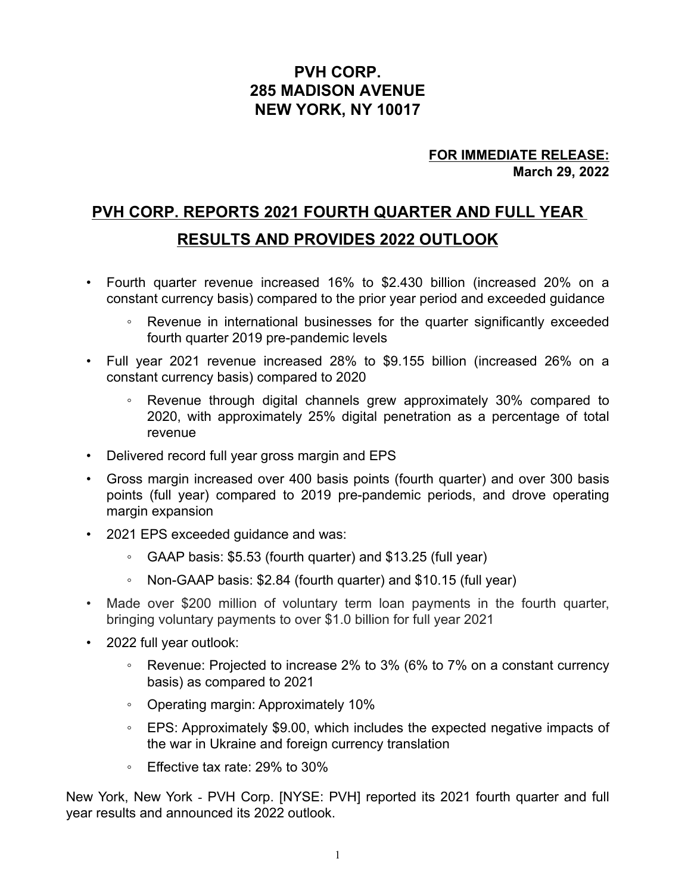**PVH CORP.**
**285 MADISON AVENUE**
**NEW YORK, NY 10017**

**FOR IMMEDIATE RELEASE:**
**March 29, 2022**

# PVH CORP. REPORTS 2021 FOURTH QUARTER AND FULL YEAR RESULTS AND PROVIDES 2022 OUTLOOK

- Fourth quarter revenue increased 16% to $2.430 billion (increased 20% on a constant currency basis) compared to the prior year period and exceeded guidance
  - Revenue in international businesses for the quarter significantly exceeded fourth quarter 2019 pre-pandemic levels
- Full year 2021 revenue increased 28% to $9.155 billion (increased 26% on a constant currency basis) compared to 2020
  - Revenue through digital channels grew approximately 30% compared to 2020, with approximately 25% digital penetration as a percentage of total revenue
- Delivered record full year gross margin and EPS
- Gross margin increased over 400 basis points (fourth quarter) and over 300 basis points (full year) compared to 2019 pre-pandemic periods, and drove operating margin expansion
- 2021 EPS exceeded guidance and was:
  - GAAP basis: $5.53 (fourth quarter) and $13.25 (full year)
  - Non-GAAP basis: $2.84 (fourth quarter) and $10.15 (full year)
- Made over $200 million of voluntary term loan payments in the fourth quarter, bringing voluntary payments to over $1.0 billion for full year 2021
- 2022 full year outlook:
  - Revenue: Projected to increase 2% to 3% (6% to 7% on a constant currency basis) as compared to 2021
  - Operating margin: Approximately 10%
  - EPS: Approximately $9.00, which includes the expected negative impacts of the war in Ukraine and foreign currency translation
  - Effective tax rate: 29% to 30%

New York, New York - PVH Corp. [NYSE: PVH] reported its 2021 fourth quarter and full year results and announced its 2022 outlook.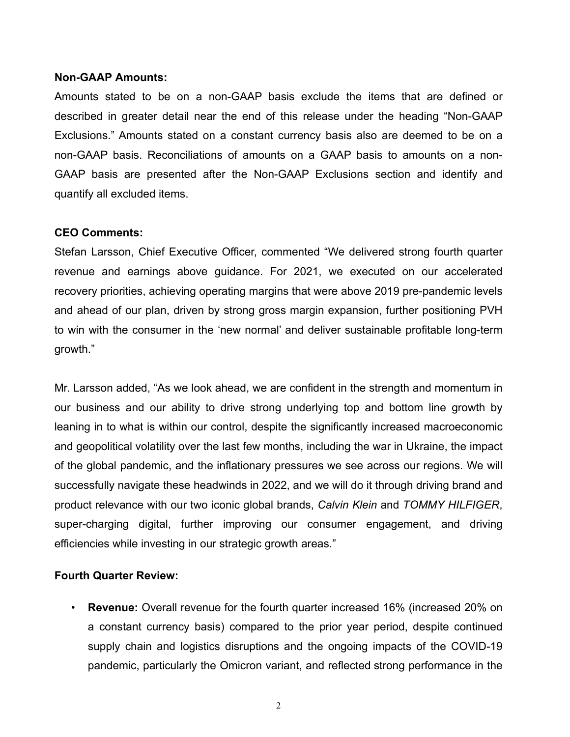**Non-GAAP Amounts:**

Amounts stated to be on a non-GAAP basis exclude the items that are defined or described in greater detail near the end of this release under the heading "Non-GAAP Exclusions." Amounts stated on a constant currency basis also are deemed to be on a non-GAAP basis. Reconciliations of amounts on a GAAP basis to amounts on a non-GAAP basis are presented after the Non-GAAP Exclusions section and identify and quantify all excluded items.

**CEO Comments:**

Stefan Larsson, Chief Executive Officer, commented "We delivered strong fourth quarter revenue and earnings above guidance. For 2021, we executed on our accelerated recovery priorities, achieving operating margins that were above 2019 pre-pandemic levels and ahead of our plan, driven by strong gross margin expansion, further positioning PVH to win with the consumer in the 'new normal' and deliver sustainable profitable long-term growth."

Mr. Larsson added, "As we look ahead, we are confident in the strength and momentum in our business and our ability to drive strong underlying top and bottom line growth by leaning in to what is within our control, despite the significantly increased macroeconomic and geopolitical volatility over the last few months, including the war in Ukraine, the impact of the global pandemic, and the inflationary pressures we see across our regions. We will successfully navigate these headwinds in 2022, and we will do it through driving brand and product relevance with our two iconic global brands, *Calvin Klein* and *TOMMY HILFIGER*, super-charging digital, further improving our consumer engagement, and driving efficiencies while investing in our strategic growth areas."

**Fourth Quarter Review:**

- **Revenue:** Overall revenue for the fourth quarter increased 16% (increased 20% on a constant currency basis) compared to the prior year period, despite continued supply chain and logistics disruptions and the ongoing impacts of the COVID-19 pandemic, particularly the Omicron variant, and reflected strong performance in the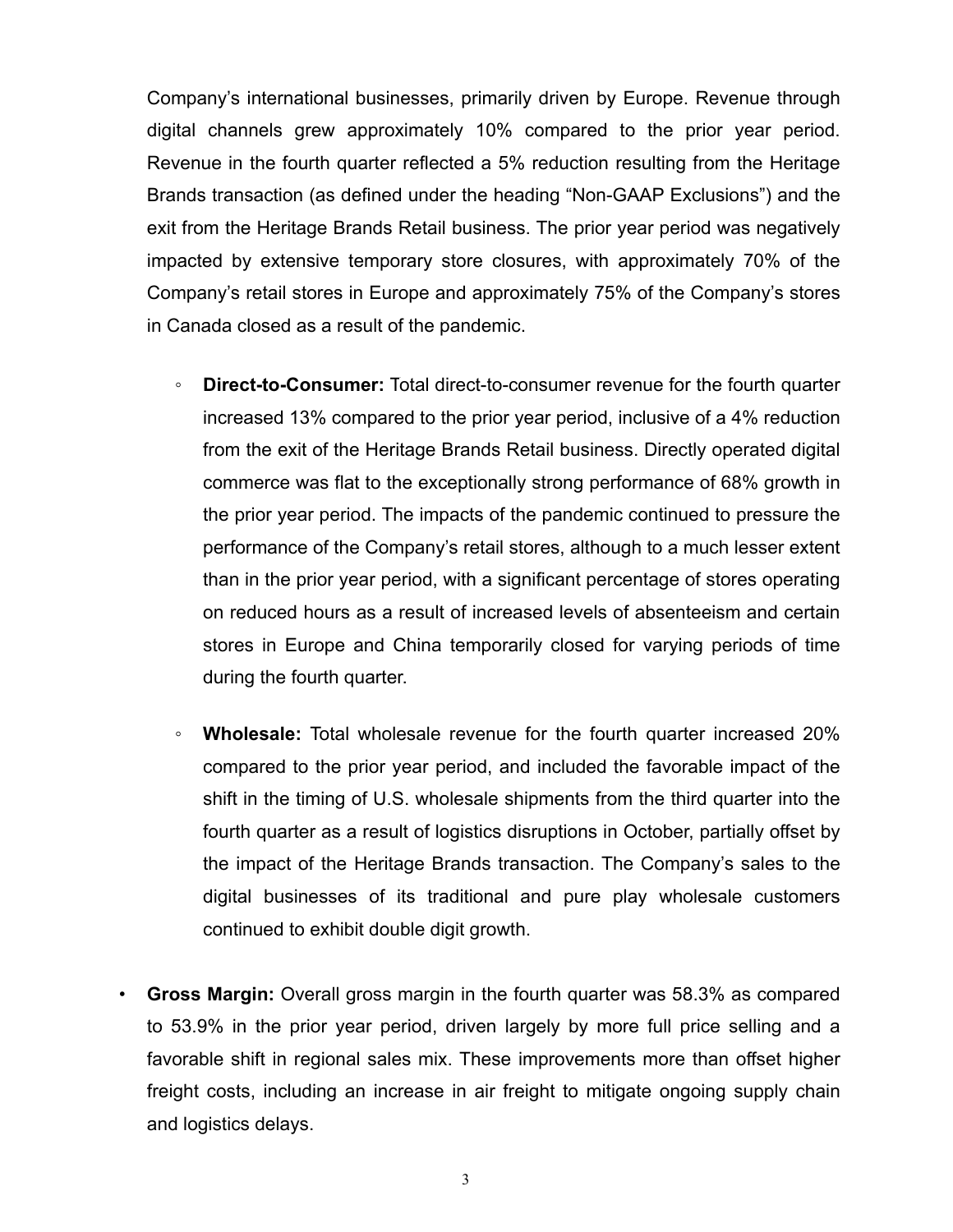Company's international businesses, primarily driven by Europe. Revenue through digital channels grew approximately 10% compared to the prior year period. Revenue in the fourth quarter reflected a 5% reduction resulting from the Heritage Brands transaction (as defined under the heading "Non-GAAP Exclusions") and the exit from the Heritage Brands Retail business. The prior year period was negatively impacted by extensive temporary store closures, with approximately 70% of the Company's retail stores in Europe and approximately 75% of the Company's stores in Canada closed as a result of the pandemic.

- **Direct-to-Consumer:** Total direct-to-consumer revenue for the fourth quarter increased 13% compared to the prior year period, inclusive of a 4% reduction from the exit of the Heritage Brands Retail business. Directly operated digital commerce was flat to the exceptionally strong performance of 68% growth in the prior year period. The impacts of the pandemic continued to pressure the performance of the Company's retail stores, although to a much lesser extent than in the prior year period, with a significant percentage of stores operating on reduced hours as a result of increased levels of absenteeism and certain stores in Europe and China temporarily closed for varying periods of time during the fourth quarter.

- **Wholesale:** Total wholesale revenue for the fourth quarter increased 20% compared to the prior year period, and included the favorable impact of the shift in the timing of U.S. wholesale shipments from the third quarter into the fourth quarter as a result of logistics disruptions in October, partially offset by the impact of the Heritage Brands transaction. The Company's sales to the digital businesses of its traditional and pure play wholesale customers continued to exhibit double digit growth.

- **Gross Margin:** Overall gross margin in the fourth quarter was 58.3% as compared to 53.9% in the prior year period, driven largely by more full price selling and a favorable shift in regional sales mix. These improvements more than offset higher freight costs, including an increase in air freight to mitigate ongoing supply chain and logistics delays.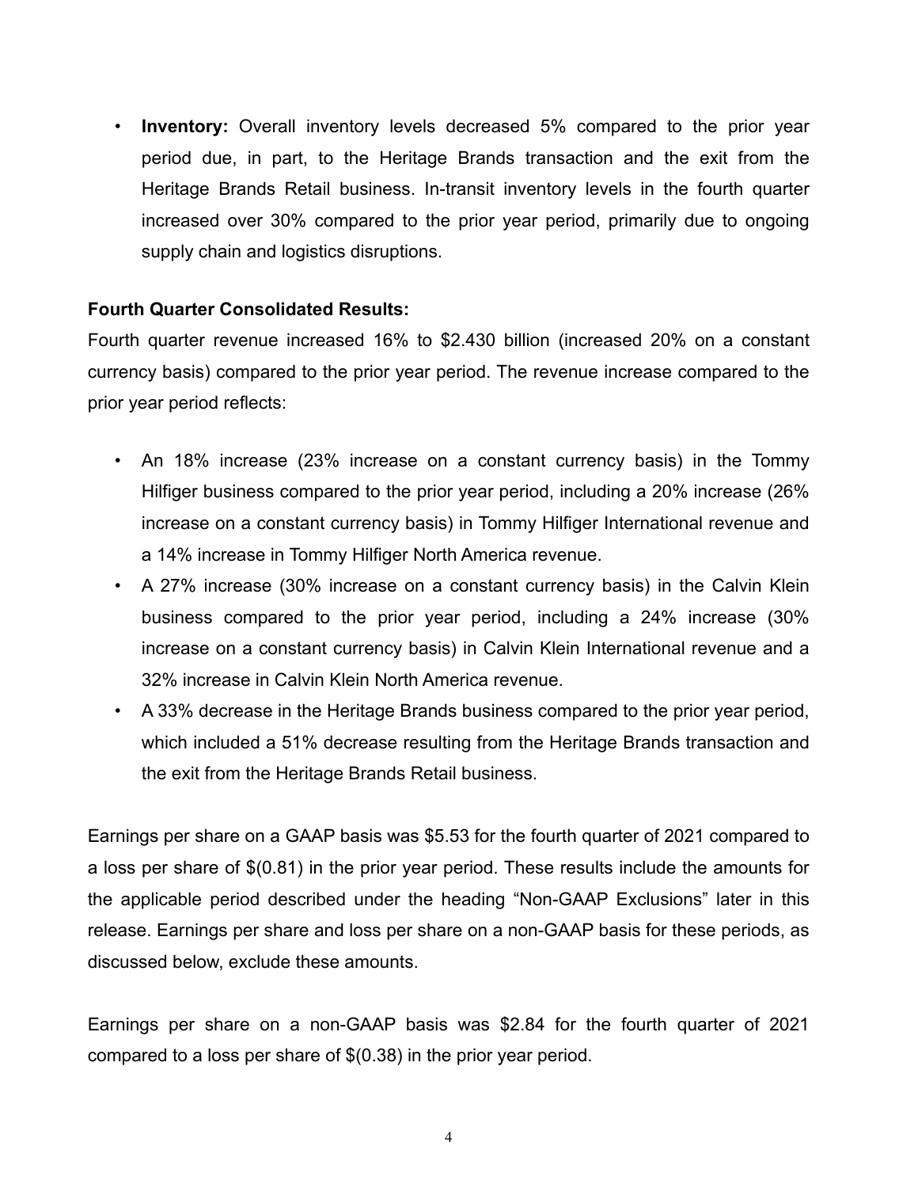- **Inventory:** Overall inventory levels decreased 5% compared to the prior year period due, in part, to the Heritage Brands transaction and the exit from the Heritage Brands Retail business. In-transit inventory levels in the fourth quarter increased over 30% compared to the prior year period, primarily due to ongoing supply chain and logistics disruptions.

**Fourth Quarter Consolidated Results:**

Fourth quarter revenue increased 16% to $2.430 billion (increased 20% on a constant currency basis) compared to the prior year period. The revenue increase compared to the prior year period reflects:

- An 18% increase (23% increase on a constant currency basis) in the Tommy Hilfiger business compared to the prior year period, including a 20% increase (26% increase on a constant currency basis) in Tommy Hilfiger International revenue and a 14% increase in Tommy Hilfiger North America revenue.
- A 27% increase (30% increase on a constant currency basis) in the Calvin Klein business compared to the prior year period, including a 24% increase (30% increase on a constant currency basis) in Calvin Klein International revenue and a 32% increase in Calvin Klein North America revenue.
- A 33% decrease in the Heritage Brands business compared to the prior year period, which included a 51% decrease resulting from the Heritage Brands transaction and the exit from the Heritage Brands Retail business.

Earnings per share on a GAAP basis was $5.53 for the fourth quarter of 2021 compared to a loss per share of $(0.81) in the prior year period. These results include the amounts for the applicable period described under the heading "Non-GAAP Exclusions" later in this release. Earnings per share and loss per share on a non-GAAP basis for these periods, as discussed below, exclude these amounts.

Earnings per share on a non-GAAP basis was $2.84 for the fourth quarter of 2021 compared to a loss per share of $(0.38) in the prior year period.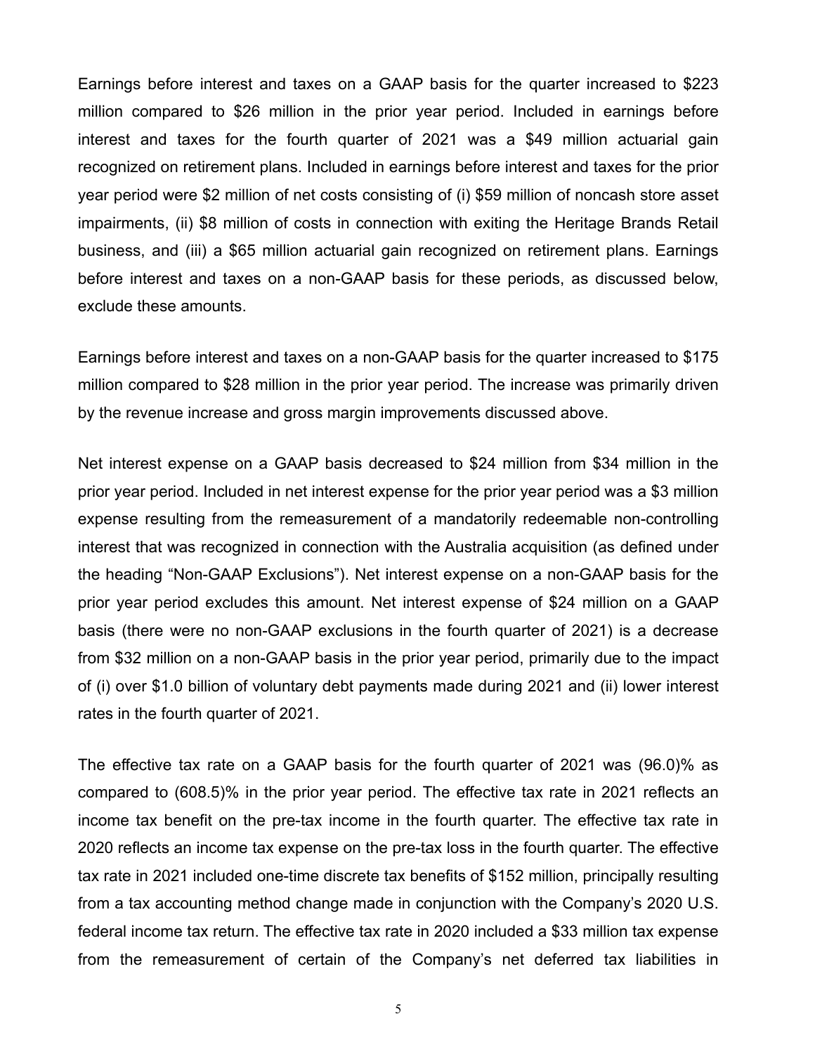Earnings before interest and taxes on a GAAP basis for the quarter increased to $223 million compared to $26 million in the prior year period. Included in earnings before interest and taxes for the fourth quarter of 2021 was a $49 million actuarial gain recognized on retirement plans. Included in earnings before interest and taxes for the prior year period were $2 million of net costs consisting of (i) $59 million of noncash store asset impairments, (ii) $8 million of costs in connection with exiting the Heritage Brands Retail business, and (iii) a $65 million actuarial gain recognized on retirement plans. Earnings before interest and taxes on a non-GAAP basis for these periods, as discussed below, exclude these amounts.

Earnings before interest and taxes on a non-GAAP basis for the quarter increased to $175 million compared to $28 million in the prior year period. The increase was primarily driven by the revenue increase and gross margin improvements discussed above.

Net interest expense on a GAAP basis decreased to $24 million from $34 million in the prior year period. Included in net interest expense for the prior year period was a $3 million expense resulting from the remeasurement of a mandatorily redeemable non-controlling interest that was recognized in connection with the Australia acquisition (as defined under the heading "Non-GAAP Exclusions"). Net interest expense on a non-GAAP basis for the prior year period excludes this amount. Net interest expense of $24 million on a GAAP basis (there were no non-GAAP exclusions in the fourth quarter of 2021) is a decrease from $32 million on a non-GAAP basis in the prior year period, primarily due to the impact of (i) over $1.0 billion of voluntary debt payments made during 2021 and (ii) lower interest rates in the fourth quarter of 2021.

The effective tax rate on a GAAP basis for the fourth quarter of 2021 was (96.0)% as compared to (608.5)% in the prior year period. The effective tax rate in 2021 reflects an income tax benefit on the pre-tax income in the fourth quarter. The effective tax rate in 2020 reflects an income tax expense on the pre-tax loss in the fourth quarter. The effective tax rate in 2021 included one-time discrete tax benefits of $152 million, principally resulting from a tax accounting method change made in conjunction with the Company's 2020 U.S. federal income tax return. The effective tax rate in 2020 included a $33 million tax expense from the remeasurement of certain of the Company's net deferred tax liabilities in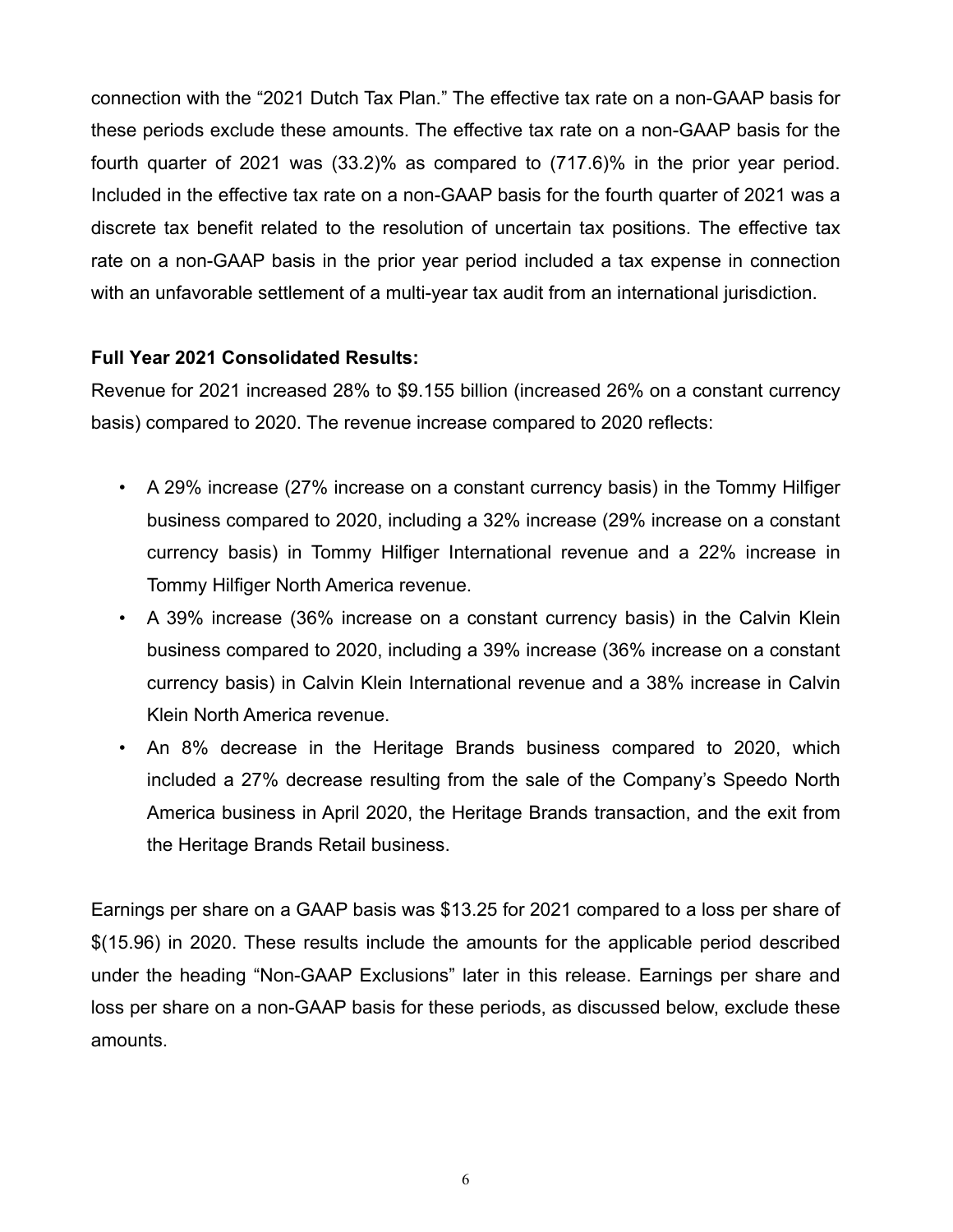connection with the “2021 Dutch Tax Plan.” The effective tax rate on a non-GAAP basis for these periods exclude these amounts. The effective tax rate on a non-GAAP basis for the fourth quarter of 2021 was (33.2)% as compared to (717.6)% in the prior year period. Included in the effective tax rate on a non-GAAP basis for the fourth quarter of 2021 was a discrete tax benefit related to the resolution of uncertain tax positions. The effective tax rate on a non-GAAP basis in the prior year period included a tax expense in connection with an unfavorable settlement of a multi-year tax audit from an international jurisdiction.

**Full Year 2021 Consolidated Results:**

Revenue for 2021 increased 28% to $9.155 billion (increased 26% on a constant currency basis) compared to 2020. The revenue increase compared to 2020 reflects:

- A 29% increase (27% increase on a constant currency basis) in the Tommy Hilfiger business compared to 2020, including a 32% increase (29% increase on a constant currency basis) in Tommy Hilfiger International revenue and a 22% increase in Tommy Hilfiger North America revenue.
- A 39% increase (36% increase on a constant currency basis) in the Calvin Klein business compared to 2020, including a 39% increase (36% increase on a constant currency basis) in Calvin Klein International revenue and a 38% increase in Calvin Klein North America revenue.
- An 8% decrease in the Heritage Brands business compared to 2020, which included a 27% decrease resulting from the sale of the Company’s Speedo North America business in April 2020, the Heritage Brands transaction, and the exit from the Heritage Brands Retail business.

Earnings per share on a GAAP basis was $13.25 for 2021 compared to a loss per share of $(15.96) in 2020. These results include the amounts for the applicable period described under the heading “Non-GAAP Exclusions” later in this release. Earnings per share and loss per share on a non-GAAP basis for these periods, as discussed below, exclude these amounts.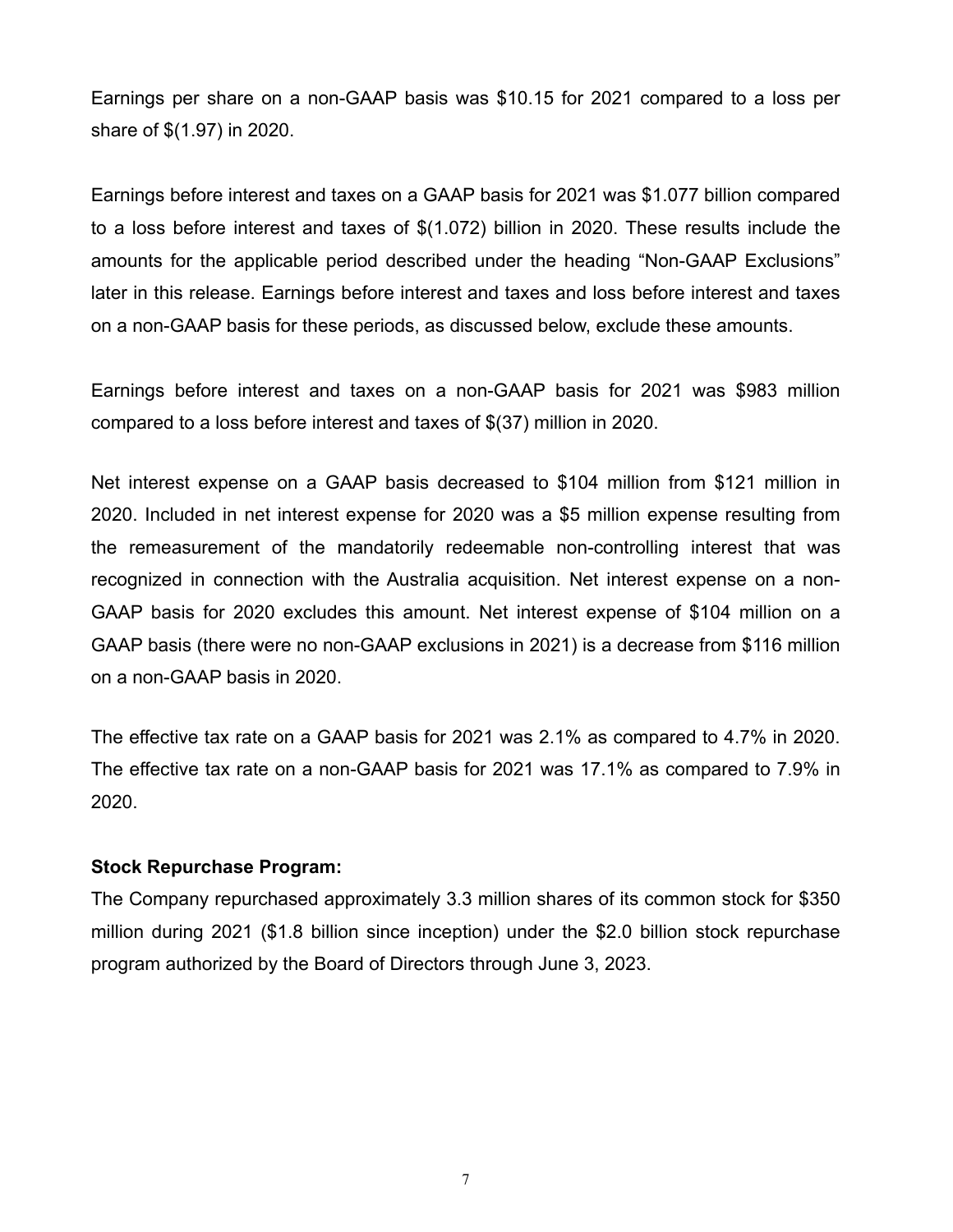Earnings per share on a non-GAAP basis was $10.15 for 2021 compared to a loss per share of $(1.97) in 2020.

Earnings before interest and taxes on a GAAP basis for 2021 was $1.077 billion compared to a loss before interest and taxes of $(1.072) billion in 2020. These results include the amounts for the applicable period described under the heading "Non-GAAP Exclusions" later in this release. Earnings before interest and taxes and loss before interest and taxes on a non-GAAP basis for these periods, as discussed below, exclude these amounts.

Earnings before interest and taxes on a non-GAAP basis for 2021 was $983 million compared to a loss before interest and taxes of $(37) million in 2020.

Net interest expense on a GAAP basis decreased to $104 million from $121 million in 2020. Included in net interest expense for 2020 was a $5 million expense resulting from the remeasurement of the mandatorily redeemable non-controlling interest that was recognized in connection with the Australia acquisition. Net interest expense on a non-GAAP basis for 2020 excludes this amount. Net interest expense of $104 million on a GAAP basis (there were no non-GAAP exclusions in 2021) is a decrease from $116 million on a non-GAAP basis in 2020.

The effective tax rate on a GAAP basis for 2021 was 2.1% as compared to 4.7% in 2020. The effective tax rate on a non-GAAP basis for 2021 was 17.1% as compared to 7.9% in 2020.

**Stock Repurchase Program:**

The Company repurchased approximately 3.3 million shares of its common stock for $350 million during 2021 ($1.8 billion since inception) under the $2.0 billion stock repurchase program authorized by the Board of Directors through June 3, 2023.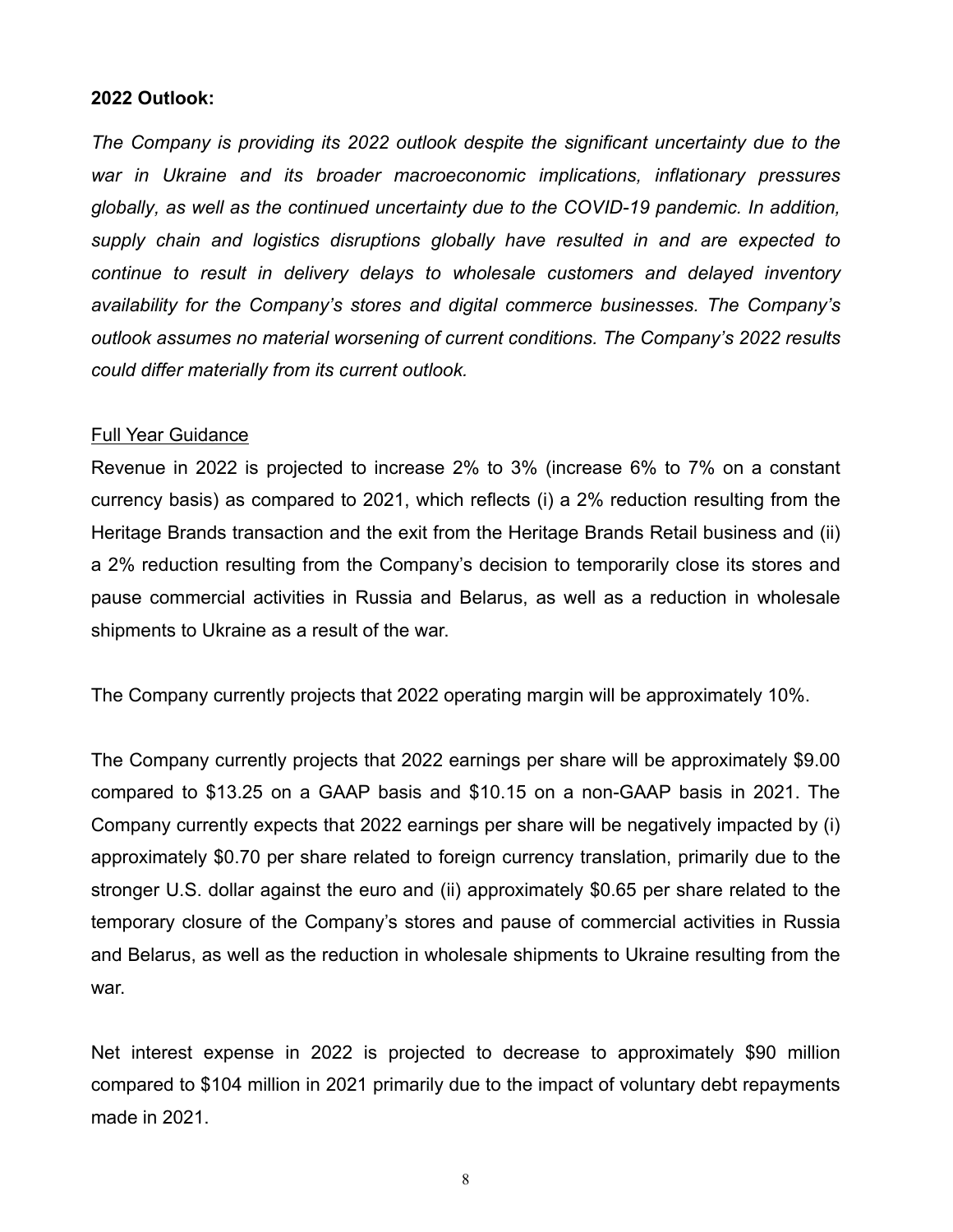**2022 Outlook:**

*The Company is providing its 2022 outlook despite the significant uncertainty due to the war in Ukraine and its broader macroeconomic implications, inflationary pressures globally, as well as the continued uncertainty due to the COVID-19 pandemic. In addition, supply chain and logistics disruptions globally have resulted in and are expected to continue to result in delivery delays to wholesale customers and delayed inventory availability for the Company's stores and digital commerce businesses. The Company's outlook assumes no material worsening of current conditions. The Company's 2022 results could differ materially from its current outlook.*

Full Year Guidance

Revenue in 2022 is projected to increase 2% to 3% (increase 6% to 7% on a constant currency basis) as compared to 2021, which reflects (i) a 2% reduction resulting from the Heritage Brands transaction and the exit from the Heritage Brands Retail business and (ii) a 2% reduction resulting from the Company's decision to temporarily close its stores and pause commercial activities in Russia and Belarus, as well as a reduction in wholesale shipments to Ukraine as a result of the war.

The Company currently projects that 2022 operating margin will be approximately 10%.

The Company currently projects that 2022 earnings per share will be approximately $9.00 compared to $13.25 on a GAAP basis and $10.15 on a non-GAAP basis in 2021. The Company currently expects that 2022 earnings per share will be negatively impacted by (i) approximately $0.70 per share related to foreign currency translation, primarily due to the stronger U.S. dollar against the euro and (ii) approximately $0.65 per share related to the temporary closure of the Company's stores and pause of commercial activities in Russia and Belarus, as well as the reduction in wholesale shipments to Ukraine resulting from the war.

Net interest expense in 2022 is projected to decrease to approximately $90 million compared to $104 million in 2021 primarily due to the impact of voluntary debt repayments made in 2021.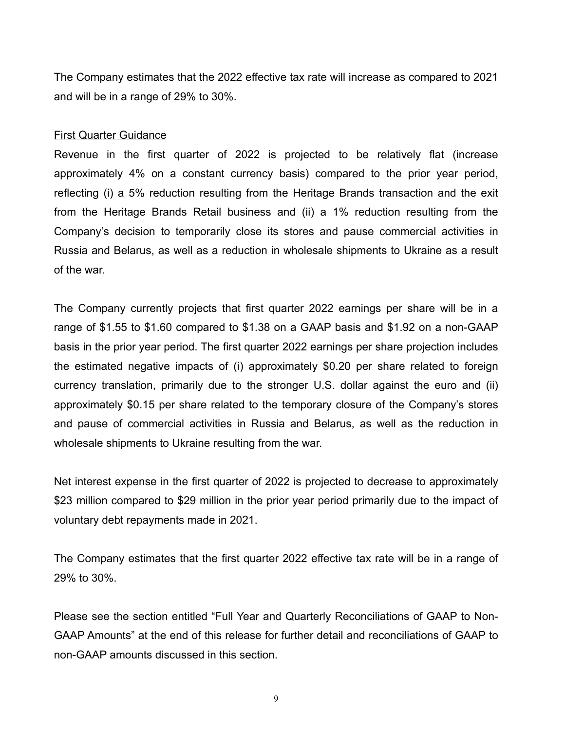The Company estimates that the 2022 effective tax rate will increase as compared to 2021 and will be in a range of 29% to 30%.

First Quarter Guidance

Revenue in the first quarter of 2022 is projected to be relatively flat (increase approximately 4% on a constant currency basis) compared to the prior year period, reflecting (i) a 5% reduction resulting from the Heritage Brands transaction and the exit from the Heritage Brands Retail business and (ii) a 1% reduction resulting from the Company's decision to temporarily close its stores and pause commercial activities in Russia and Belarus, as well as a reduction in wholesale shipments to Ukraine as a result of the war.

The Company currently projects that first quarter 2022 earnings per share will be in a range of $1.55 to $1.60 compared to $1.38 on a GAAP basis and $1.92 on a non-GAAP basis in the prior year period. The first quarter 2022 earnings per share projection includes the estimated negative impacts of (i) approximately $0.20 per share related to foreign currency translation, primarily due to the stronger U.S. dollar against the euro and (ii) approximately $0.15 per share related to the temporary closure of the Company's stores and pause of commercial activities in Russia and Belarus, as well as the reduction in wholesale shipments to Ukraine resulting from the war.

Net interest expense in the first quarter of 2022 is projected to decrease to approximately $23 million compared to $29 million in the prior year period primarily due to the impact of voluntary debt repayments made in 2021.

The Company estimates that the first quarter 2022 effective tax rate will be in a range of 29% to 30%.

Please see the section entitled "Full Year and Quarterly Reconciliations of GAAP to Non-GAAP Amounts" at the end of this release for further detail and reconciliations of GAAP to non-GAAP amounts discussed in this section.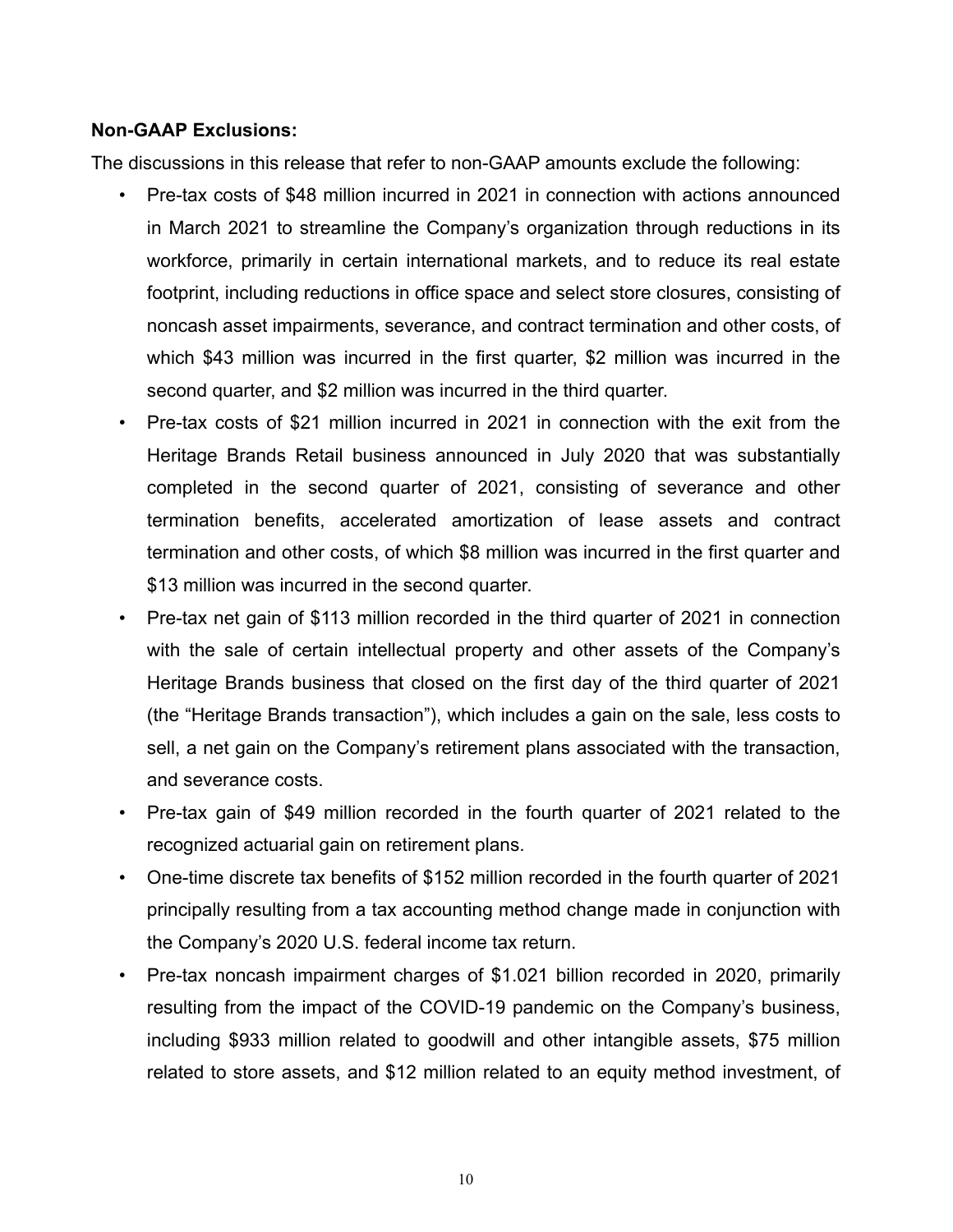**Non-GAAP Exclusions:**

The discussions in this release that refer to non-GAAP amounts exclude the following:

- Pre-tax costs of $48 million incurred in 2021 in connection with actions announced in March 2021 to streamline the Company's organization through reductions in its workforce, primarily in certain international markets, and to reduce its real estate footprint, including reductions in office space and select store closures, consisting of noncash asset impairments, severance, and contract termination and other costs, of which $43 million was incurred in the first quarter, $2 million was incurred in the second quarter, and $2 million was incurred in the third quarter.
- Pre-tax costs of $21 million incurred in 2021 in connection with the exit from the Heritage Brands Retail business announced in July 2020 that was substantially completed in the second quarter of 2021, consisting of severance and other termination benefits, accelerated amortization of lease assets and contract termination and other costs, of which $8 million was incurred in the first quarter and $13 million was incurred in the second quarter.
- Pre-tax net gain of $113 million recorded in the third quarter of 2021 in connection with the sale of certain intellectual property and other assets of the Company's Heritage Brands business that closed on the first day of the third quarter of 2021 (the "Heritage Brands transaction"), which includes a gain on the sale, less costs to sell, a net gain on the Company's retirement plans associated with the transaction, and severance costs.
- Pre-tax gain of $49 million recorded in the fourth quarter of 2021 related to the recognized actuarial gain on retirement plans.
- One-time discrete tax benefits of $152 million recorded in the fourth quarter of 2021 principally resulting from a tax accounting method change made in conjunction with the Company's 2020 U.S. federal income tax return.
- Pre-tax noncash impairment charges of $1.021 billion recorded in 2020, primarily resulting from the impact of the COVID-19 pandemic on the Company's business, including $933 million related to goodwill and other intangible assets, $75 million related to store assets, and $12 million related to an equity method investment, of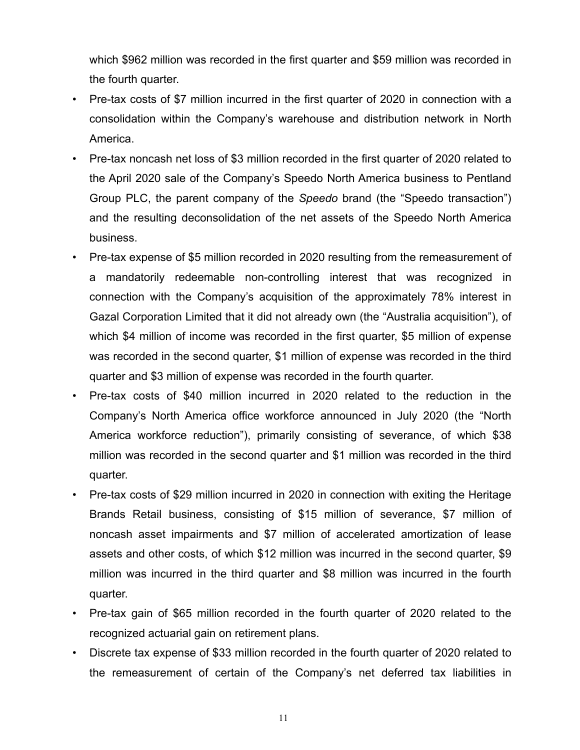which $962 million was recorded in the first quarter and $59 million was recorded in the fourth quarter.

- Pre-tax costs of $7 million incurred in the first quarter of 2020 in connection with a consolidation within the Company's warehouse and distribution network in North America.
- Pre-tax noncash net loss of $3 million recorded in the first quarter of 2020 related to the April 2020 sale of the Company's Speedo North America business to Pentland Group PLC, the parent company of the *Speedo* brand (the "Speedo transaction") and the resulting deconsolidation of the net assets of the Speedo North America business.
- Pre-tax expense of $5 million recorded in 2020 resulting from the remeasurement of a mandatorily redeemable non-controlling interest that was recognized in connection with the Company's acquisition of the approximately 78% interest in Gazal Corporation Limited that it did not already own (the "Australia acquisition"), of which $4 million of income was recorded in the first quarter, $5 million of expense was recorded in the second quarter, $1 million of expense was recorded in the third quarter and $3 million of expense was recorded in the fourth quarter.
- Pre-tax costs of $40 million incurred in 2020 related to the reduction in the Company's North America office workforce announced in July 2020 (the "North America workforce reduction"), primarily consisting of severance, of which $38 million was recorded in the second quarter and $1 million was recorded in the third quarter.
- Pre-tax costs of $29 million incurred in 2020 in connection with exiting the Heritage Brands Retail business, consisting of $15 million of severance, $7 million of noncash asset impairments and $7 million of accelerated amortization of lease assets and other costs, of which $12 million was incurred in the second quarter, $9 million was incurred in the third quarter and $8 million was incurred in the fourth quarter.
- Pre-tax gain of $65 million recorded in the fourth quarter of 2020 related to the recognized actuarial gain on retirement plans.
- Discrete tax expense of $33 million recorded in the fourth quarter of 2020 related to the remeasurement of certain of the Company's net deferred tax liabilities in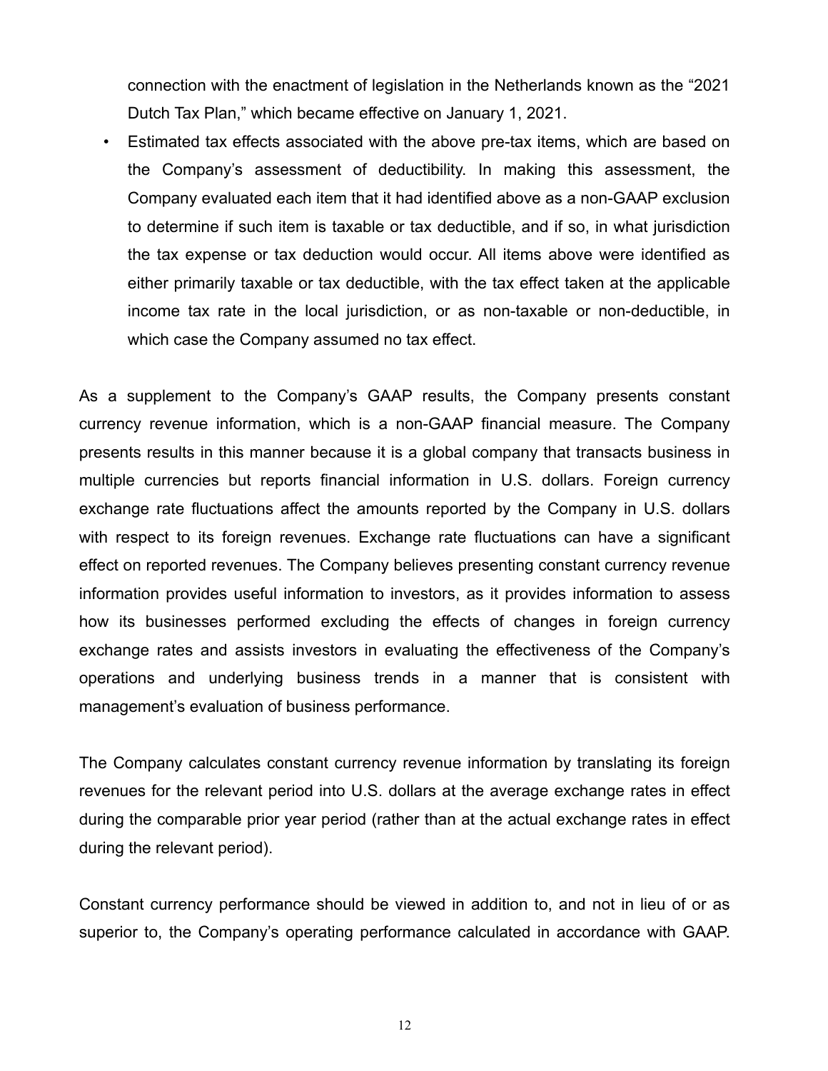connection with the enactment of legislation in the Netherlands known as the "2021 Dutch Tax Plan," which became effective on January 1, 2021.

- Estimated tax effects associated with the above pre-tax items, which are based on the Company's assessment of deductibility. In making this assessment, the Company evaluated each item that it had identified above as a non-GAAP exclusion to determine if such item is taxable or tax deductible, and if so, in what jurisdiction the tax expense or tax deduction would occur. All items above were identified as either primarily taxable or tax deductible, with the tax effect taken at the applicable income tax rate in the local jurisdiction, or as non-taxable or non-deductible, in which case the Company assumed no tax effect.

As a supplement to the Company's GAAP results, the Company presents constant currency revenue information, which is a non-GAAP financial measure. The Company presents results in this manner because it is a global company that transacts business in multiple currencies but reports financial information in U.S. dollars. Foreign currency exchange rate fluctuations affect the amounts reported by the Company in U.S. dollars with respect to its foreign revenues. Exchange rate fluctuations can have a significant effect on reported revenues. The Company believes presenting constant currency revenue information provides useful information to investors, as it provides information to assess how its businesses performed excluding the effects of changes in foreign currency exchange rates and assists investors in evaluating the effectiveness of the Company's operations and underlying business trends in a manner that is consistent with management's evaluation of business performance.

The Company calculates constant currency revenue information by translating its foreign revenues for the relevant period into U.S. dollars at the average exchange rates in effect during the comparable prior year period (rather than at the actual exchange rates in effect during the relevant period).

Constant currency performance should be viewed in addition to, and not in lieu of or as superior to, the Company's operating performance calculated in accordance with GAAP.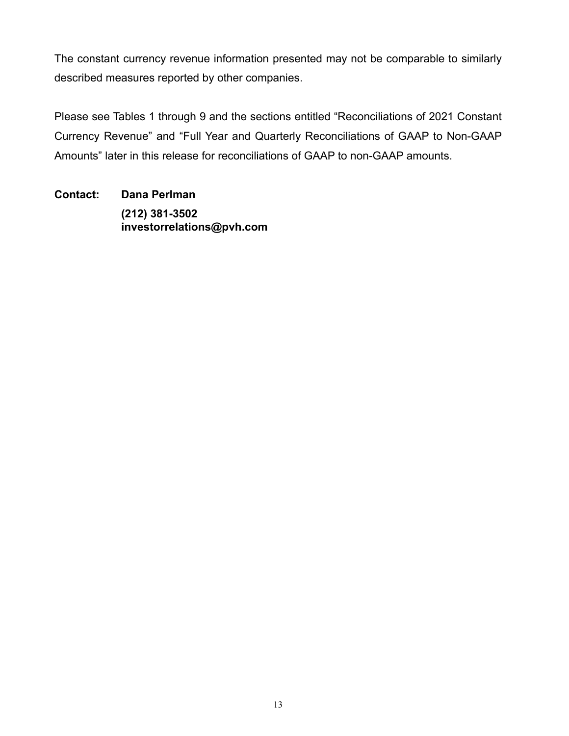The constant currency revenue information presented may not be comparable to similarly described measures reported by other companies.

Please see Tables 1 through 9 and the sections entitled "Reconciliations of 2021 Constant Currency Revenue" and "Full Year and Quarterly Reconciliations of GAAP to Non-GAAP Amounts" later in this release for reconciliations of GAAP to non-GAAP amounts.

**Contact: Dana Perlman**
**(212) 381-3502**
**investorrelations@pvh.com**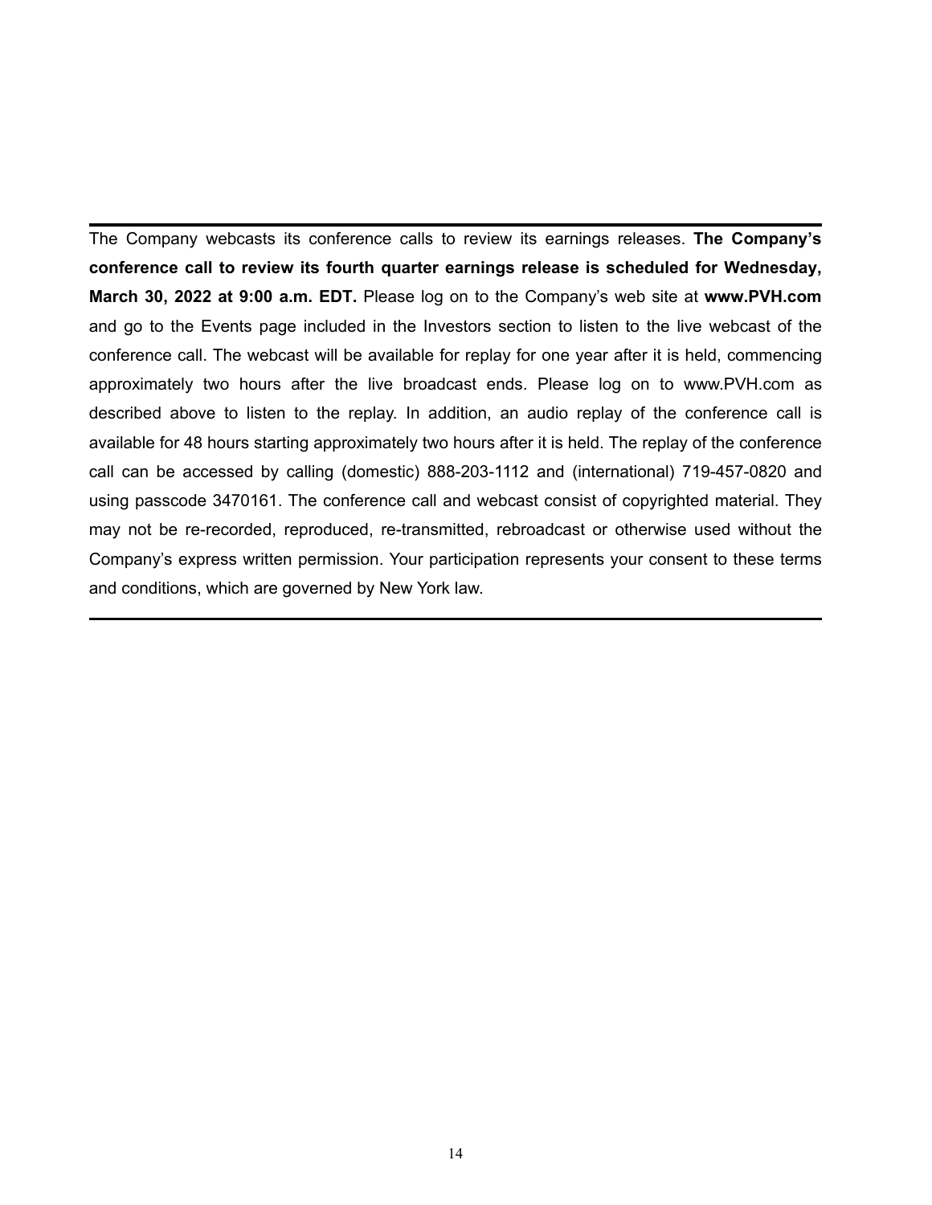The Company webcasts its conference calls to review its earnings releases. **The Company's conference call to review its fourth quarter earnings release is scheduled for Wednesday, March 30, 2022 at 9:00 a.m. EDT.** Please log on to the Company's web site at **www.PVH.com** and go to the Events page included in the Investors section to listen to the live webcast of the conference call. The webcast will be available for replay for one year after it is held, commencing approximately two hours after the live broadcast ends. Please log on to www.PVH.com as described above to listen to the replay. In addition, an audio replay of the conference call is available for 48 hours starting approximately two hours after it is held. The replay of the conference call can be accessed by calling (domestic) 888-203-1112 and (international) 719-457-0820 and using passcode 3470161. The conference call and webcast consist of copyrighted material. They may not be re-recorded, reproduced, re-transmitted, rebroadcast or otherwise used without the Company's express written permission. Your participation represents your consent to these terms and conditions, which are governed by New York law.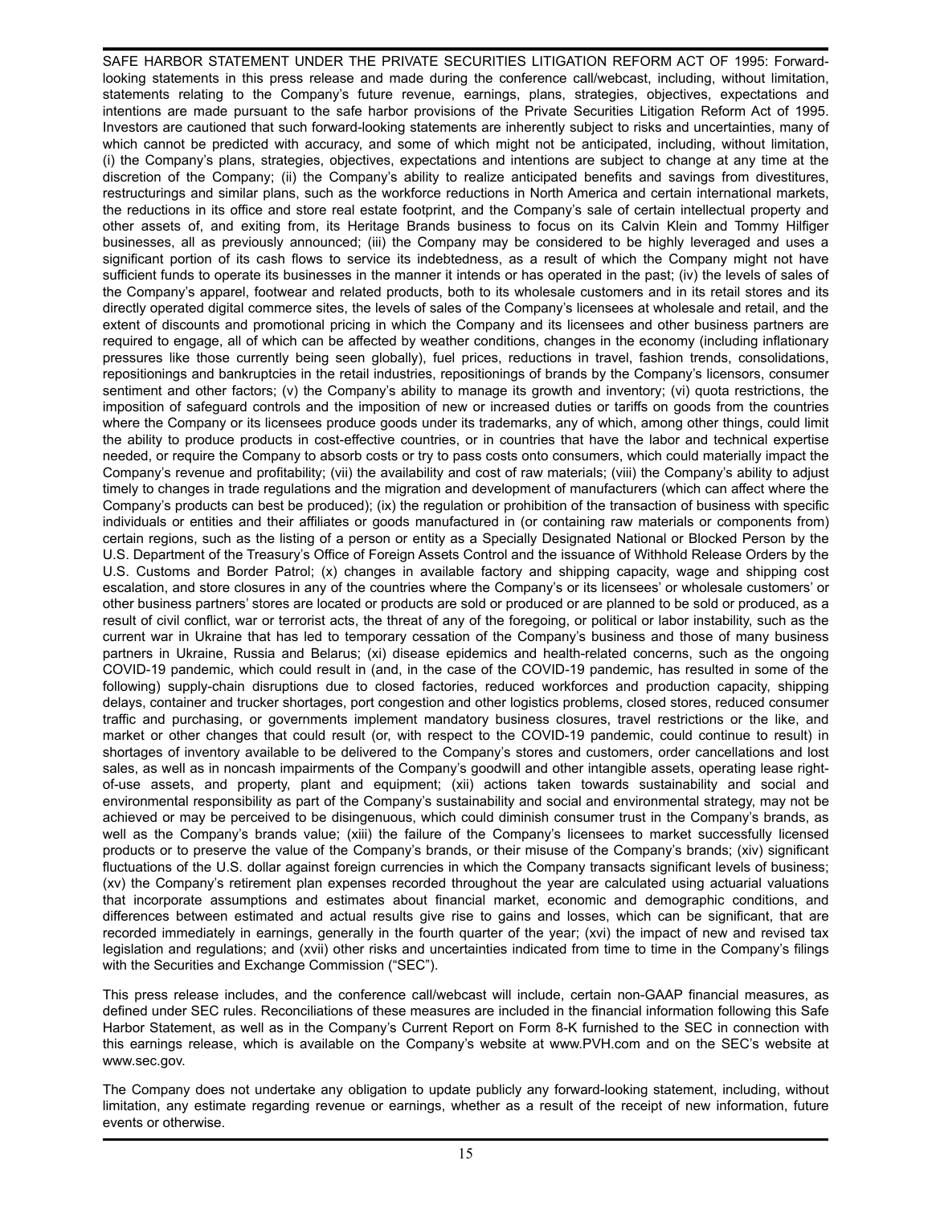SAFE HARBOR STATEMENT UNDER THE PRIVATE SECURITIES LITIGATION REFORM ACT OF 1995: Forward-looking statements in this press release and made during the conference call/webcast, including, without limitation, statements relating to the Company's future revenue, earnings, plans, strategies, objectives, expectations and intentions are made pursuant to the safe harbor provisions of the Private Securities Litigation Reform Act of 1995. Investors are cautioned that such forward-looking statements are inherently subject to risks and uncertainties, many of which cannot be predicted with accuracy, and some of which might not be anticipated, including, without limitation, (i) the Company's plans, strategies, objectives, expectations and intentions are subject to change at any time at the discretion of the Company; (ii) the Company's ability to realize anticipated benefits and savings from divestitures, restructurings and similar plans, such as the workforce reductions in North America and certain international markets, the reductions in its office and store real estate footprint, and the Company's sale of certain intellectual property and other assets of, and exiting from, its Heritage Brands business to focus on its Calvin Klein and Tommy Hilfiger businesses, all as previously announced; (iii) the Company may be considered to be highly leveraged and uses a significant portion of its cash flows to service its indebtedness, as a result of which the Company might not have sufficient funds to operate its businesses in the manner it intends or has operated in the past; (iv) the levels of sales of the Company's apparel, footwear and related products, both to its wholesale customers and in its retail stores and its directly operated digital commerce sites, the levels of sales of the Company's licensees at wholesale and retail, and the extent of discounts and promotional pricing in which the Company and its licensees and other business partners are required to engage, all of which can be affected by weather conditions, changes in the economy (including inflationary pressures like those currently being seen globally), fuel prices, reductions in travel, fashion trends, consolidations, repositionings and bankruptcies in the retail industries, repositionings of brands by the Company's licensors, consumer sentiment and other factors; (v) the Company's ability to manage its growth and inventory; (vi) quota restrictions, the imposition of safeguard controls and the imposition of new or increased duties or tariffs on goods from the countries where the Company or its licensees produce goods under its trademarks, any of which, among other things, could limit the ability to produce products in cost-effective countries, or in countries that have the labor and technical expertise needed, or require the Company to absorb costs or try to pass costs onto consumers, which could materially impact the Company's revenue and profitability; (vii) the availability and cost of raw materials; (viii) the Company's ability to adjust timely to changes in trade regulations and the migration and development of manufacturers (which can affect where the Company's products can best be produced); (ix) the regulation or prohibition of the transaction of business with specific individuals or entities and their affiliates or goods manufactured in (or containing raw materials or components from) certain regions, such as the listing of a person or entity as a Specially Designated National or Blocked Person by the U.S. Department of the Treasury's Office of Foreign Assets Control and the issuance of Withhold Release Orders by the U.S. Customs and Border Patrol; (x) changes in available factory and shipping capacity, wage and shipping cost escalation, and store closures in any of the countries where the Company's or its licensees' or wholesale customers' or other business partners' stores are located or products are sold or produced or are planned to be sold or produced, as a result of civil conflict, war or terrorist acts, the threat of any of the foregoing, or political or labor instability, such as the current war in Ukraine that has led to temporary cessation of the Company's business and those of many business partners in Ukraine, Russia and Belarus; (xi) disease epidemics and health-related concerns, such as the ongoing COVID-19 pandemic, which could result in (and, in the case of the COVID-19 pandemic, has resulted in some of the following) supply-chain disruptions due to closed factories, reduced workforces and production capacity, shipping delays, container and trucker shortages, port congestion and other logistics problems, closed stores, reduced consumer traffic and purchasing, or governments implement mandatory business closures, travel restrictions or the like, and market or other changes that could result (or, with respect to the COVID-19 pandemic, could continue to result) in shortages of inventory available to be delivered to the Company's stores and customers, order cancellations and lost sales, as well as in noncash impairments of the Company's goodwill and other intangible assets, operating lease right-of-use assets, and property, plant and equipment; (xii) actions taken towards sustainability and social and environmental responsibility as part of the Company's sustainability and social and environmental strategy, may not be achieved or may be perceived to be disingenuous, which could diminish consumer trust in the Company's brands, as well as the Company's brands value; (xiii) the failure of the Company's licensees to market successfully licensed products or to preserve the value of the Company's brands, or their misuse of the Company's brands; (xiv) significant fluctuations of the U.S. dollar against foreign currencies in which the Company transacts significant levels of business; (xv) the Company's retirement plan expenses recorded throughout the year are calculated using actuarial valuations that incorporate assumptions and estimates about financial market, economic and demographic conditions, and differences between estimated and actual results give rise to gains and losses, which can be significant, that are recorded immediately in earnings, generally in the fourth quarter of the year; (xvi) the impact of new and revised tax legislation and regulations; and (xvii) other risks and uncertainties indicated from time to time in the Company's filings with the Securities and Exchange Commission ("SEC").

This press release includes, and the conference call/webcast will include, certain non-GAAP financial measures, as defined under SEC rules. Reconciliations of these measures are included in the financial information following this Safe Harbor Statement, as well as in the Company's Current Report on Form 8-K furnished to the SEC in connection with this earnings release, which is available on the Company's website at www.PVH.com and on the SEC's website at www.sec.gov.

The Company does not undertake any obligation to update publicly any forward-looking statement, including, without limitation, any estimate regarding revenue or earnings, whether as a result of the receipt of new information, future events or otherwise.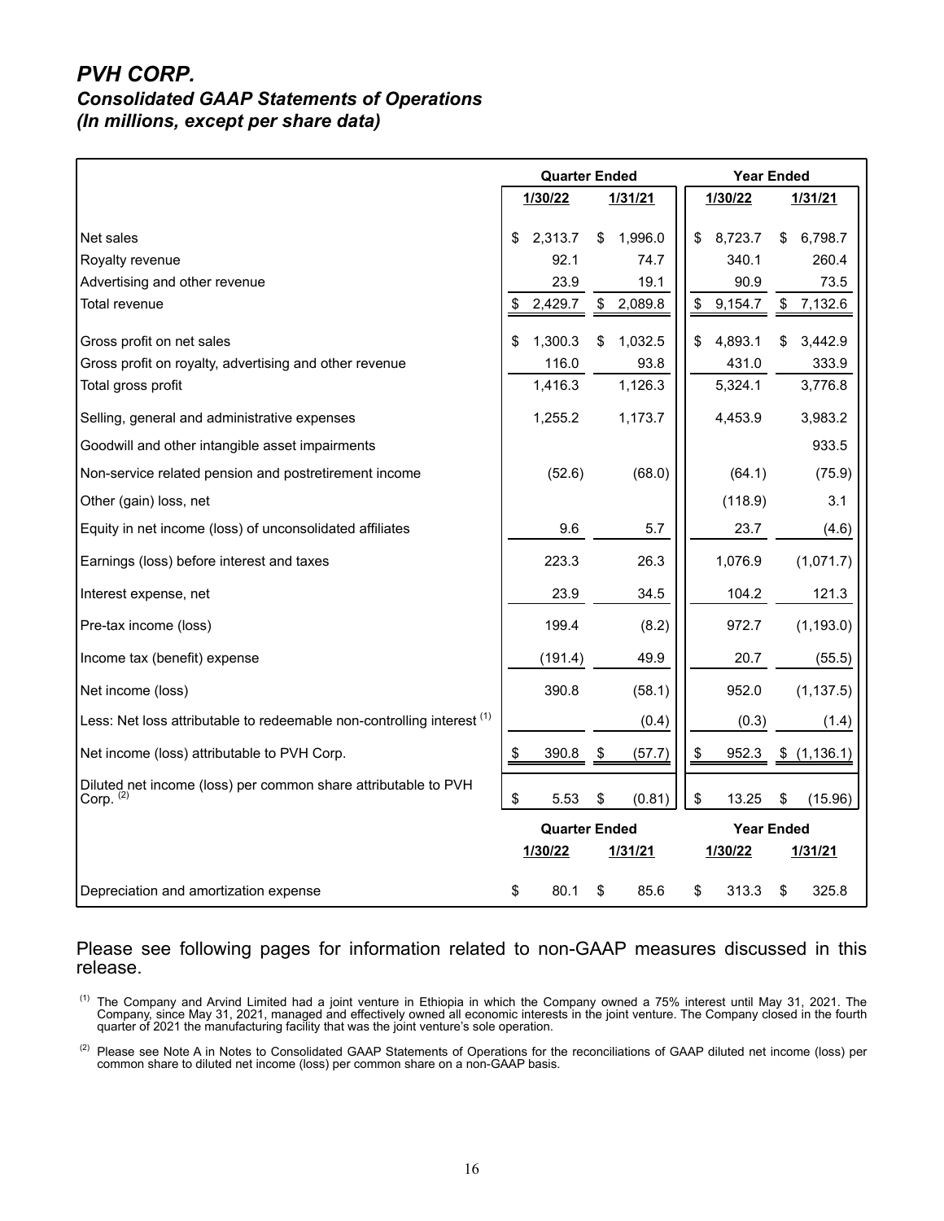## *PVH CORP.*
### *Consolidated GAAP Statements of Operations*
### *(In millions, except per share data)*

| | Quarter Ended | | Year Ended | |
|---|---|---|---|---|
| | 1/30/22 | 1/31/21 | 1/30/22 | 1/31/21 |
| Net sales | $ 2,313.7 | $ 1,996.0 | $ 8,723.7 | $ 6,798.7 |
| Royalty revenue | 92.1 | 74.7 | 340.1 | 260.4 |
| Advertising and other revenue | 23.9 | 19.1 | 90.9 | 73.5 |
| Total revenue | $ 2,429.7 | $ 2,089.8 | $ 9,154.7 | $ 7,132.6 |
| Gross profit on net sales | $ 1,300.3 | $ 1,032.5 | $ 4,893.1 | $ 3,442.9 |
| Gross profit on royalty, advertising and other revenue | 116.0 | 93.8 | 431.0 | 333.9 |
| Total gross profit | 1,416.3 | 1,126.3 | 5,324.1 | 3,776.8 |
| Selling, general and administrative expenses | 1,255.2 | 1,173.7 | 4,453.9 | 3,983.2 |
| Goodwill and other intangible asset impairments | | | | 933.5 |
| Non-service related pension and postretirement income | (52.6) | (68.0) | (64.1) | (75.9) |
| Other (gain) loss, net | | | (118.9) | 3.1 |
| Equity in net income (loss) of unconsolidated affiliates | 9.6 | 5.7 | 23.7 | (4.6) |
| Earnings (loss) before interest and taxes | 223.3 | 26.3 | 1,076.9 | (1,071.7) |
| Interest expense, net | 23.9 | 34.5 | 104.2 | 121.3 |
| Pre-tax income (loss) | 199.4 | (8.2) | 972.7 | (1,193.0) |
| Income tax (benefit) expense | (191.4) | 49.9 | 20.7 | (55.5) |
| Net income (loss) | 390.8 | (58.1) | 952.0 | (1,137.5) |
| Less: Net loss attributable to redeemable non-controlling interest [(1)] | | (0.4) | (0.3) | (1.4) |
| Net income (loss) attributable to PVH Corp. | $ 390.8 | $ (57.7) | $ 952.3 | $ (1,136.1) |
| Diluted net income (loss) per common share attributable to PVH Corp. [(2)] | $ 5.53 | $ (0.81) | $ 13.25 | $ (15.96) |

| | Quarter Ended | | Year Ended | |
|---|---|---|---|---|
| | 1/30/22 | 1/31/21 | 1/30/22 | 1/31/21 |
| Depreciation and amortization expense | $ 80.1 | $ 85.6 | $ 313.3 | $ 325.8 |

Please see following pages for information related to non-GAAP measures discussed in this release.

(1) The Company and Arvind Limited had a joint venture in Ethiopia in which the Company owned a 75% interest until May 31, 2021. The Company, since May 31, 2021, managed and effectively owned all economic interests in the joint venture. The Company closed in the fourth quarter of 2021 the manufacturing facility that was the joint venture's sole operation.

(2) Please see Note A in Notes to Consolidated GAAP Statements of Operations for the reconciliations of GAAP diluted net income (loss) per common share to diluted net income (loss) per common share on a non-GAAP basis.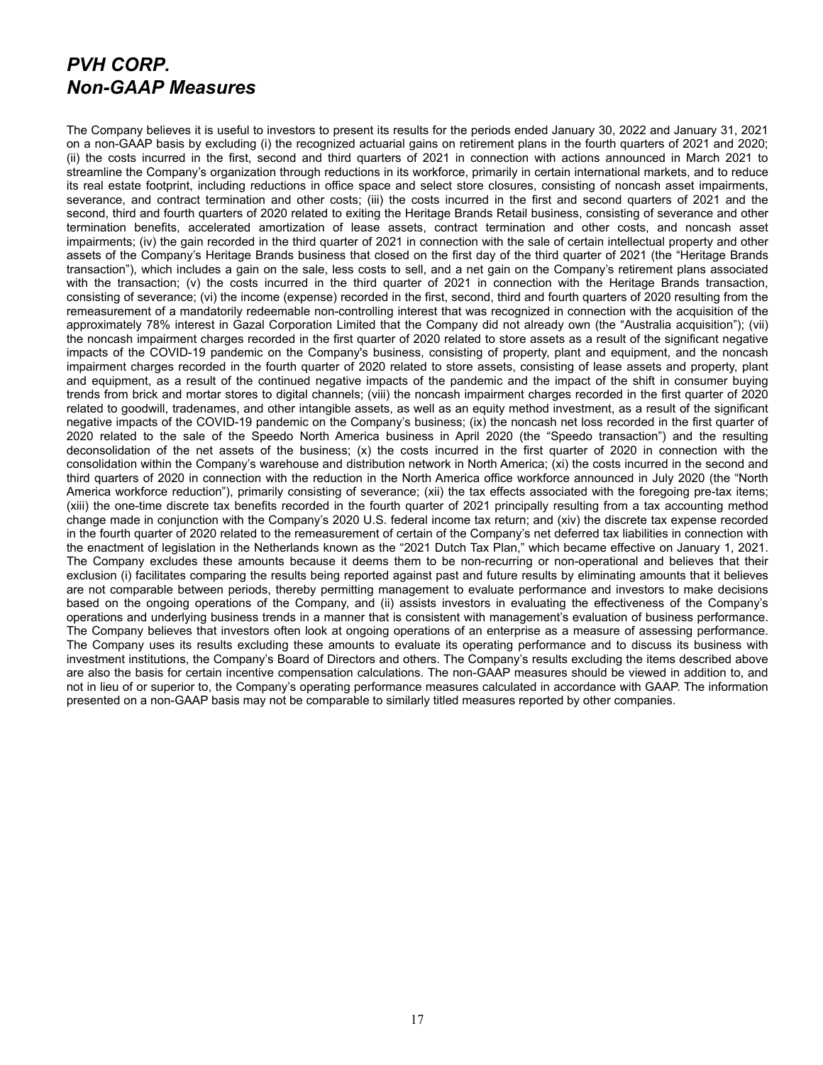# *PVH CORP.*
# *Non-GAAP Measures*

The Company believes it is useful to investors to present its results for the periods ended January 30, 2022 and January 31, 2021 on a non-GAAP basis by excluding (i) the recognized actuarial gains on retirement plans in the fourth quarters of 2021 and 2020; (ii) the costs incurred in the first, second and third quarters of 2021 in connection with actions announced in March 2021 to streamline the Company's organization through reductions in its workforce, primarily in certain international markets, and to reduce its real estate footprint, including reductions in office space and select store closures, consisting of noncash asset impairments, severance, and contract termination and other costs; (iii) the costs incurred in the first and second quarters of 2021 and the second, third and fourth quarters of 2020 related to exiting the Heritage Brands Retail business, consisting of severance and other termination benefits, accelerated amortization of lease assets, contract termination and other costs, and noncash asset impairments; (iv) the gain recorded in the third quarter of 2021 in connection with the sale of certain intellectual property and other assets of the Company's Heritage Brands business that closed on the first day of the third quarter of 2021 (the "Heritage Brands transaction"), which includes a gain on the sale, less costs to sell, and a net gain on the Company's retirement plans associated with the transaction; (v) the costs incurred in the third quarter of 2021 in connection with the Heritage Brands transaction, consisting of severance; (vi) the income (expense) recorded in the first, second, third and fourth quarters of 2020 resulting from the remeasurement of a mandatorily redeemable non-controlling interest that was recognized in connection with the acquisition of the approximately 78% interest in Gazal Corporation Limited that the Company did not already own (the "Australia acquisition"); (vii) the noncash impairment charges recorded in the first quarter of 2020 related to store assets as a result of the significant negative impacts of the COVID-19 pandemic on the Company's business, consisting of property, plant and equipment, and the noncash impairment charges recorded in the fourth quarter of 2020 related to store assets, consisting of lease assets and property, plant and equipment, as a result of the continued negative impacts of the pandemic and the impact of the shift in consumer buying trends from brick and mortar stores to digital channels; (viii) the noncash impairment charges recorded in the first quarter of 2020 related to goodwill, tradenames, and other intangible assets, as well as an equity method investment, as a result of the significant negative impacts of the COVID-19 pandemic on the Company's business; (ix) the noncash net loss recorded in the first quarter of 2020 related to the sale of the Speedo North America business in April 2020 (the "Speedo transaction") and the resulting deconsolidation of the net assets of the business; (x) the costs incurred in the first quarter of 2020 in connection with the consolidation within the Company's warehouse and distribution network in North America; (xi) the costs incurred in the second and third quarters of 2020 in connection with the reduction in the North America office workforce announced in July 2020 (the "North America workforce reduction"), primarily consisting of severance; (xii) the tax effects associated with the foregoing pre-tax items; (xiii) the one-time discrete tax benefits recorded in the fourth quarter of 2021 principally resulting from a tax accounting method change made in conjunction with the Company's 2020 U.S. federal income tax return; and (xiv) the discrete tax expense recorded in the fourth quarter of 2020 related to the remeasurement of certain of the Company's net deferred tax liabilities in connection with the enactment of legislation in the Netherlands known as the "2021 Dutch Tax Plan," which became effective on January 1, 2021. The Company excludes these amounts because it deems them to be non-recurring or non-operational and believes that their exclusion (i) facilitates comparing the results being reported against past and future results by eliminating amounts that it believes are not comparable between periods, thereby permitting management to evaluate performance and investors to make decisions based on the ongoing operations of the Company, and (ii) assists investors in evaluating the effectiveness of the Company's operations and underlying business trends in a manner that is consistent with management's evaluation of business performance. The Company believes that investors often look at ongoing operations of an enterprise as a measure of assessing performance. The Company uses its results excluding these amounts to evaluate its operating performance and to discuss its business with investment institutions, the Company's Board of Directors and others. The Company's results excluding the items described above are also the basis for certain incentive compensation calculations. The non-GAAP measures should be viewed in addition to, and not in lieu of or superior to, the Company's operating performance measures calculated in accordance with GAAP. The information presented on a non-GAAP basis may not be comparable to similarly titled measures reported by other companies.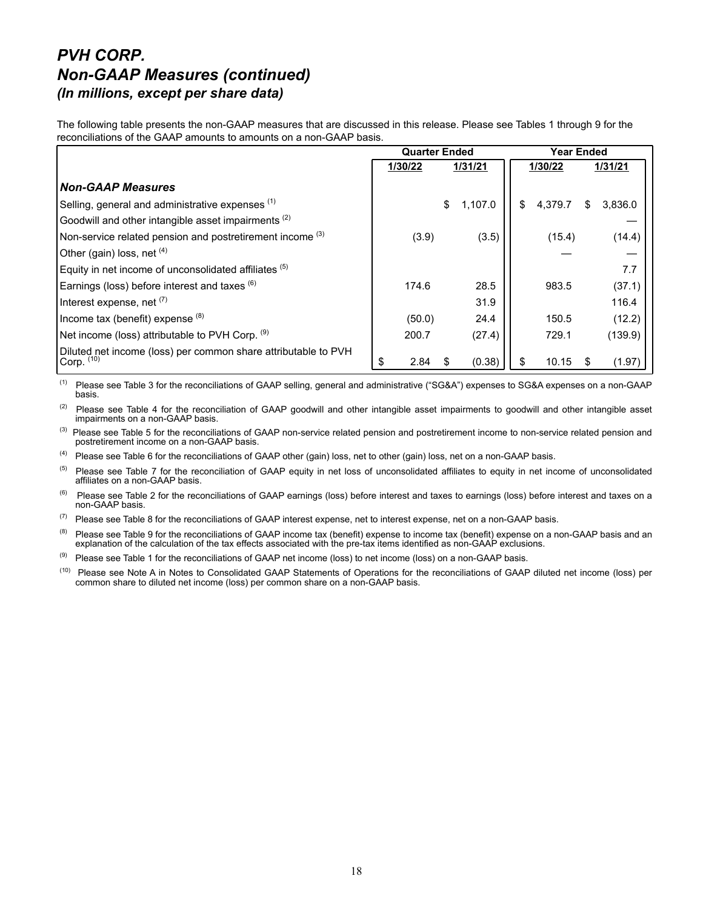# PVH CORP.
## Non-GAAP Measures (continued)
### (In millions, except per share data)

The following table presents the non-GAAP measures that are discussed in this release. Please see Tables 1 through 9 for the reconciliations of the GAAP amounts to amounts on a non-GAAP basis.

| | Quarter Ended | | Year Ended | |
|---|---|---|---|---|
| | 1/30/22 | 1/31/21 | 1/30/22 | 1/31/21 |
| ***Non-GAAP Measures*** | | | | |
| Selling, general and administrative expenses [1] | | $ 1,107.0 | $ 4,379.7 | $ 3,836.0 |
| Goodwill and other intangible asset impairments [2] | | | | — |
| Non-service related pension and postretirement income [3] | (3.9) | (3.5) | (15.4) | (14.4) |
| Other (gain) loss, net [4] | | | — | — |
| Equity in net income of unconsolidated affiliates [5] | | | | 7.7 |
| Earnings (loss) before interest and taxes [6] | 174.6 | 28.5 | 983.5 | (37.1) |
| Interest expense, net [7] | | 31.9 | | 116.4 |
| Income tax (benefit) expense [8] | (50.0) | 24.4 | 150.5 | (12.2) |
| Net income (loss) attributable to PVH Corp. [9] | 200.7 | (27.4) | 729.1 | (139.9) |
| Diluted net income (loss) per common share attributable to PVH Corp. [10] | $ 2.84 | $ (0.38) | $ 10.15 | $ (1.97) |

[1] Please see Table 3 for the reconciliations of GAAP selling, general and administrative ("SG&A") expenses to SG&A expenses on a non-GAAP basis.

[2] Please see Table 4 for the reconciliation of GAAP goodwill and other intangible asset impairments to goodwill and other intangible asset impairments on a non-GAAP basis.

[3] Please see Table 5 for the reconciliations of GAAP non-service related pension and postretirement income to non-service related pension and postretirement income on a non-GAAP basis.

[4] Please see Table 6 for the reconciliations of GAAP other (gain) loss, net to other (gain) loss, net on a non-GAAP basis.

[5] Please see Table 7 for the reconciliation of GAAP equity in net loss of unconsolidated affiliates to equity in net income of unconsolidated affiliates on a non-GAAP basis.

[6] Please see Table 2 for the reconciliations of GAAP earnings (loss) before interest and taxes to earnings (loss) before interest and taxes on a non-GAAP basis.

[7] Please see Table 8 for the reconciliations of GAAP interest expense, net to interest expense, net on a non-GAAP basis.

[8] Please see Table 9 for the reconciliations of GAAP income tax (benefit) expense to income tax (benefit) expense on a non-GAAP basis and an explanation of the calculation of the tax effects associated with the pre-tax items identified as non-GAAP exclusions.

[9] Please see Table 1 for the reconciliations of GAAP net income (loss) to net income (loss) on a non-GAAP basis.

[10] Please see Note A in Notes to Consolidated GAAP Statements of Operations for the reconciliations of GAAP diluted net income (loss) per common share to diluted net income (loss) per common share on a non-GAAP basis.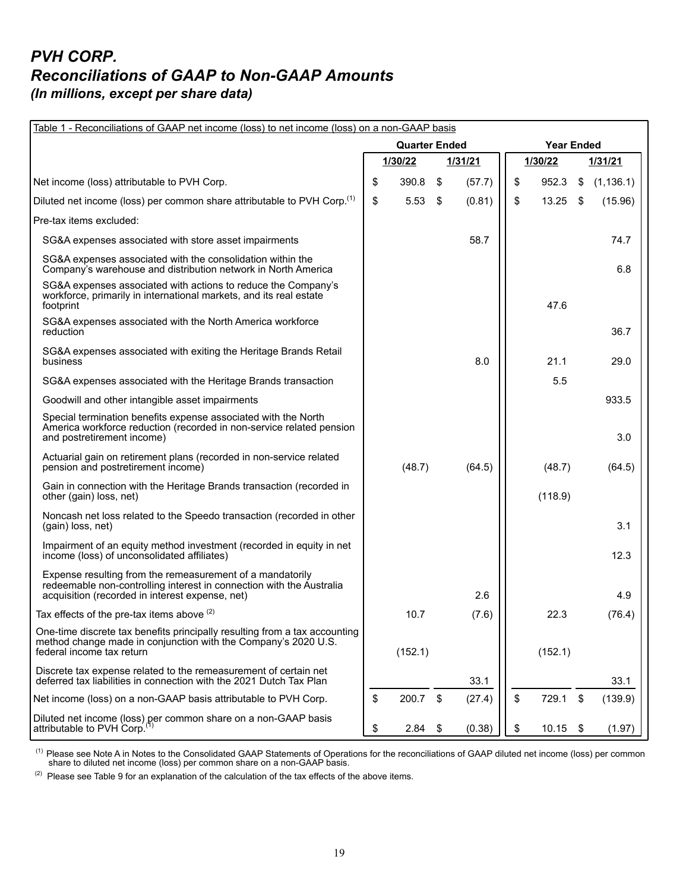# *PVH CORP.*
# *Reconciliations of GAAP to Non-GAAP Amounts*
### *(In millions, except per share data)*

Table 1 - Reconciliations of GAAP net income (loss) to net income (loss) on a non-GAAP basis

| | Quarter Ended | | Year Ended | |
|---|---|---|---|---|
| | 1/30/22 | 1/31/21 | 1/30/22 | 1/31/21 |
| Net income (loss) attributable to PVH Corp. | $ 390.8 | $ (57.7) | $ 952.3 | $ (1,136.1) |
| Diluted net income (loss) per common share attributable to PVH Corp.[(1)] | $ 5.53 | $ (0.81) | $ 13.25 | $ (15.96) |
| Pre-tax items excluded: | | | | |
| SG&A expenses associated with store asset impairments | | 58.7 | | 74.7 |
| SG&A expenses associated with the consolidation within the Company's warehouse and distribution network in North America | | | | 6.8 |
| SG&A expenses associated with actions to reduce the Company's workforce, primarily in international markets, and its real estate footprint | | | 47.6 | |
| SG&A expenses associated with the North America workforce reduction | | | | 36.7 |
| SG&A expenses associated with exiting the Heritage Brands Retail business | | 8.0 | 21.1 | 29.0 |
| SG&A expenses associated with the Heritage Brands transaction | | | 5.5 | |
| Goodwill and other intangible asset impairments | | | | 933.5 |
| Special termination benefits expense associated with the North America workforce reduction (recorded in non-service related pension and postretirement income) | | | | 3.0 |
| Actuarial gain on retirement plans (recorded in non-service related pension and postretirement income) | (48.7) | (64.5) | (48.7) | (64.5) |
| Gain in connection with the Heritage Brands transaction (recorded in other (gain) loss, net) | | | (118.9) | |
| Noncash net loss related to the Speedo transaction (recorded in other (gain) loss, net) | | | | 3.1 |
| Impairment of an equity method investment (recorded in equity in net income (loss) of unconsolidated affiliates) | | | | 12.3 |
| Expense resulting from the remeasurement of a mandatorily redeemable non-controlling interest in connection with the Australia acquisition (recorded in interest expense, net) | | 2.6 | | 4.9 |
| Tax effects of the pre-tax items above [(2)] | 10.7 | (7.6) | 22.3 | (76.4) |
| One-time discrete tax benefits principally resulting from a tax accounting method change made in conjunction with the Company's 2020 U.S. federal income tax return | (152.1) | | (152.1) | |
| Discrete tax expense related to the remeasurement of certain net deferred tax liabilities in connection with the 2021 Dutch Tax Plan | | 33.1 | | 33.1 |
| Net income (loss) on a non-GAAP basis attributable to PVH Corp. | $ 200.7 | $ (27.4) | $ 729.1 | $ (139.9) |
| Diluted net income (loss) per common share on a non-GAAP basis attributable to PVH Corp.[(1)] | $ 2.84 | $ (0.38) | $ 10.15 | $ (1.97) |

[(1)] Please see Note A in Notes to the Consolidated GAAP Statements of Operations for the reconciliations of GAAP diluted net income (loss) per common share to diluted net income (loss) per common share on a non-GAAP basis.

[(2)] Please see Table 9 for an explanation of the calculation of the tax effects of the above items.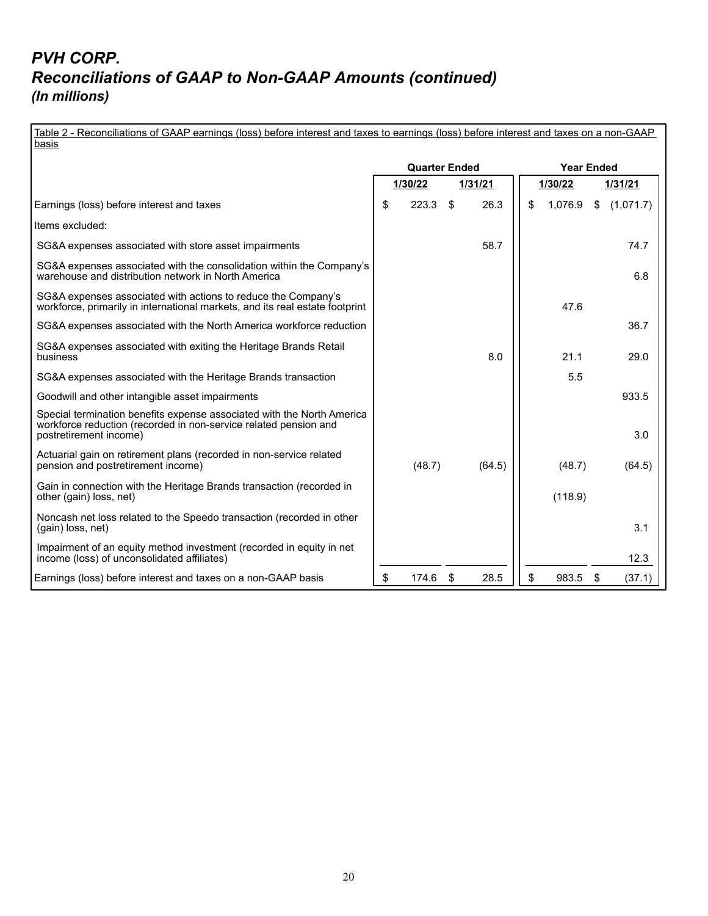# *PVH CORP.*
# *Reconciliations of GAAP to Non-GAAP Amounts (continued)*
### *(In millions)*

Table 2 - Reconciliations of GAAP earnings (loss) before interest and taxes to earnings (loss) before interest and taxes on a non-GAAP basis

| | Quarter Ended | | Year Ended | |
|---|---|---|---|---|
| | 1/30/22 | 1/31/21 | 1/30/22 | 1/31/21 |
| Earnings (loss) before interest and taxes | $ 223.3 | $ 26.3 | $ 1,076.9 | $ (1,071.7) |
| Items excluded: | | | | |
| SG&A expenses associated with store asset impairments | | 58.7 | | 74.7 |
| SG&A expenses associated with the consolidation within the Company's warehouse and distribution network in North America | | | | 6.8 |
| SG&A expenses associated with actions to reduce the Company's workforce, primarily in international markets, and its real estate footprint | | | 47.6 | |
| SG&A expenses associated with the North America workforce reduction | | | | 36.7 |
| SG&A expenses associated with exiting the Heritage Brands Retail business | | 8.0 | 21.1 | 29.0 |
| SG&A expenses associated with the Heritage Brands transaction | | | 5.5 | |
| Goodwill and other intangible asset impairments | | | | 933.5 |
| Special termination benefits expense associated with the North America workforce reduction (recorded in non-service related pension and postretirement income) | | | | 3.0 |
| Actuarial gain on retirement plans (recorded in non-service related pension and postretirement income) | (48.7) | (64.5) | (48.7) | (64.5) |
| Gain in connection with the Heritage Brands transaction (recorded in other (gain) loss, net) | | | (118.9) | |
| Noncash net loss related to the Speedo transaction (recorded in other (gain) loss, net) | | | | 3.1 |
| Impairment of an equity method investment (recorded in equity in net income (loss) of unconsolidated affiliates) | | | | 12.3 |
| Earnings (loss) before interest and taxes on a non-GAAP basis | $ 174.6 | $ 28.5 | $ 983.5 | $ (37.1) |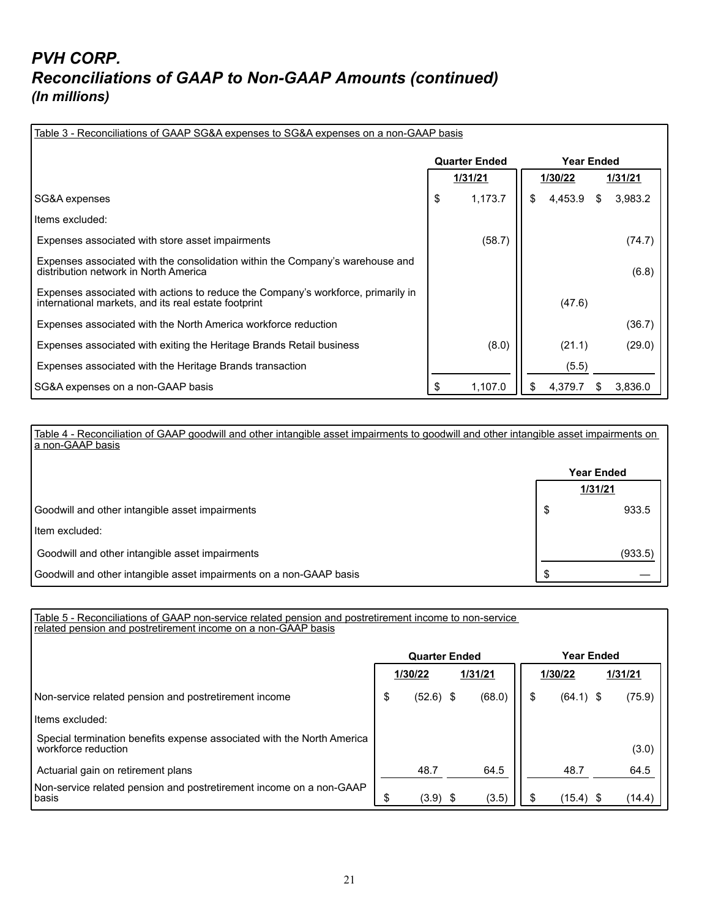# *PVH CORP.*
# *Reconciliations of GAAP to Non-GAAP Amounts (continued)*
### *(In millions)*

Table 3 - Reconciliations of GAAP SG&A expenses to SG&A expenses on a non-GAAP basis

| | Quarter Ended | Year Ended | |
|---|---|---|---|
| | 1/31/21 | 1/30/22 | 1/31/21 |
| SG&A expenses | $ 1,173.7 | $ 4,453.9 | $ 3,983.2 |
| Items excluded: | | | |
| Expenses associated with store asset impairments | (58.7) | | (74.7) |
| Expenses associated with the consolidation within the Company's warehouse and distribution network in North America | | | (6.8) |
| Expenses associated with actions to reduce the Company's workforce, primarily in international markets, and its real estate footprint | | (47.6) | |
| Expenses associated with the North America workforce reduction | | | (36.7) |
| Expenses associated with exiting the Heritage Brands Retail business | (8.0) | (21.1) | (29.0) |
| Expenses associated with the Heritage Brands transaction | | (5.5) | |
| SG&A expenses on a non-GAAP basis | $ 1,107.0 | $ 4,379.7 | $ 3,836.0 |

Table 4 - Reconciliation of GAAP goodwill and other intangible asset impairments to goodwill and other intangible asset impairments on a non-GAAP basis

| | Year Ended |
|---|---|
| | 1/31/21 |
| Goodwill and other intangible asset impairments | $ 933.5 |
| Item excluded: | |
| Goodwill and other intangible asset impairments | (933.5) |
| Goodwill and other intangible asset impairments on a non-GAAP basis | $ — |

Table 5 - Reconciliations of GAAP non-service related pension and postretirement income to non-service related pension and postretirement income on a non-GAAP basis

| | Quarter Ended | | Year Ended | |
|---|---|---|---|---|
| | 1/30/22 | 1/31/21 | 1/30/22 | 1/31/21 |
| Non-service related pension and postretirement income | $ (52.6) | $ (68.0) | $ (64.1) | $ (75.9) |
| Items excluded: | | | | |
| Special termination benefits expense associated with the North America workforce reduction | | | | (3.0) |
| Actuarial gain on retirement plans | 48.7 | 64.5 | 48.7 | 64.5 |
| Non-service related pension and postretirement income on a non-GAAP basis | $ (3.9) | $ (3.5) | $ (15.4) | $ (14.4) |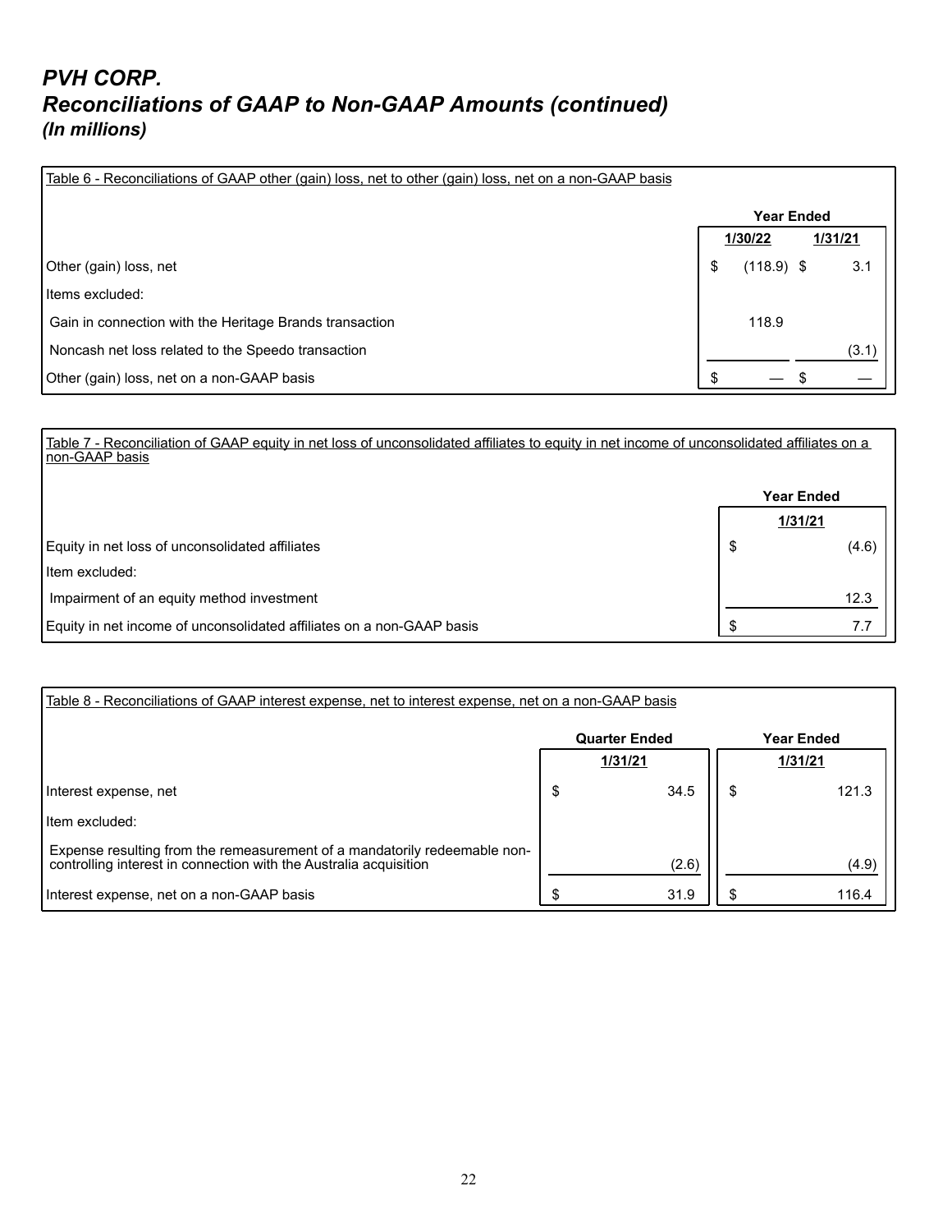# *PVH CORP.*
# *Reconciliations of GAAP to Non-GAAP Amounts (continued)*
### *(In millions)*

Table 6 - Reconciliations of GAAP other (gain) loss, net to other (gain) loss, net on a non-GAAP basis

| | Year Ended | |
|---|---|---|
| | 1/30/22 | 1/31/21 |
| Other (gain) loss, net | $ (118.9) | $ 3.1 |
| Items excluded: | | |
| Gain in connection with the Heritage Brands transaction | 118.9 | |
| Noncash net loss related to the Speedo transaction | | (3.1) |
| Other (gain) loss, net on a non-GAAP basis | $ — | $ — |

Table 7 - Reconciliation of GAAP equity in net loss of unconsolidated affiliates to equity in net income of unconsolidated affiliates on a non-GAAP basis

| | Year Ended |
|---|---|
| | 1/31/21 |
| Equity in net loss of unconsolidated affiliates | $ (4.6) |
| Item excluded: | |
| Impairment of an equity method investment | 12.3 |
| Equity in net income of unconsolidated affiliates on a non-GAAP basis | $ 7.7 |

Table 8 - Reconciliations of GAAP interest expense, net to interest expense, net on a non-GAAP basis

| | Quarter Ended | Year Ended |
|---|---|---|
| | 1/31/21 | 1/31/21 |
| Interest expense, net | $ 34.5 | $ 121.3 |
| Item excluded: | | |
| Expense resulting from the remeasurement of a mandatorily redeemable non-controlling interest in connection with the Australia acquisition | (2.6) | (4.9) |
| Interest expense, net on a non-GAAP basis | $ 31.9 | $ 116.4 |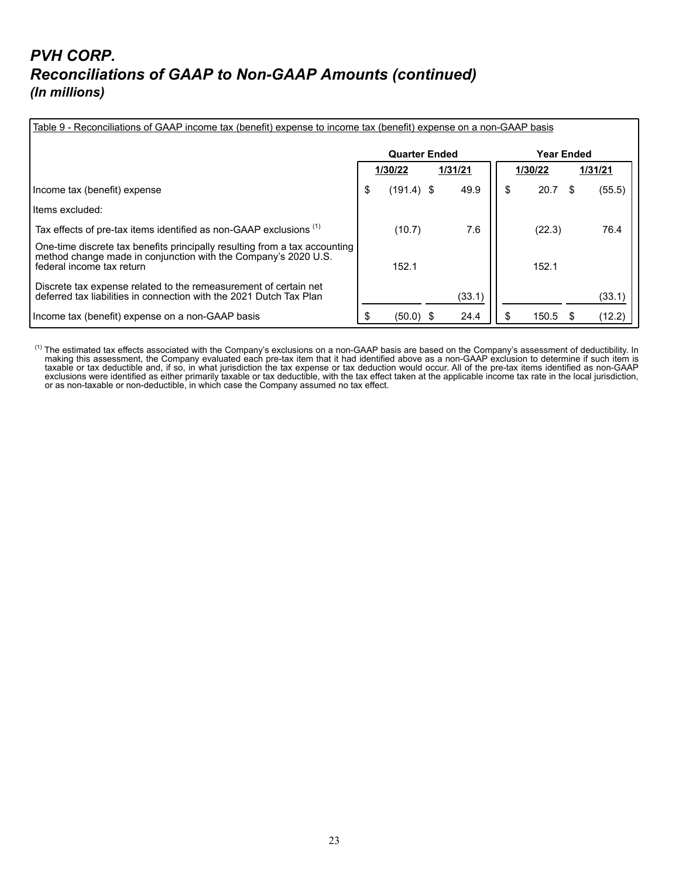# *PVH CORP.*
# *Reconciliations of GAAP to Non-GAAP Amounts (continued)*
### *(In millions)*

Table 9 - Reconciliations of GAAP income tax (benefit) expense to income tax (benefit) expense on a non-GAAP basis

| | Quarter Ended | | Year Ended | |
|---|---|---|---|---|
| | 1/30/22 | 1/31/21 | 1/30/22 | 1/31/21 |
| Income tax (benefit) expense | $ (191.4) | $ 49.9 | $ 20.7 | $ (55.5) |
| Items excluded: | | | | |
| Tax effects of pre-tax items identified as non-GAAP exclusions [(1)] | (10.7) | 7.6 | (22.3) | 76.4 |
| One-time discrete tax benefits principally resulting from a tax accounting method change made in conjunction with the Company's 2020 U.S. federal income tax return | 152.1 | | 152.1 | |
| Discrete tax expense related to the remeasurement of certain net deferred tax liabilities in connection with the 2021 Dutch Tax Plan | | (33.1) | | (33.1) |
| Income tax (benefit) expense on a non-GAAP basis | $ (50.0) | $ 24.4 | $ 150.5 | $ (12.2) |

[(1)] The estimated tax effects associated with the Company's exclusions on a non-GAAP basis are based on the Company's assessment of deductibility. In making this assessment, the Company evaluated each pre-tax item that it had identified above as a non-GAAP exclusion to determine if such item is taxable or tax deductible and, if so, in what jurisdiction the tax expense or tax deduction would occur. All of the pre-tax items identified as non-GAAP exclusions were identified as either primarily taxable or tax deductible, with the tax effect taken at the applicable income tax rate in the local jurisdiction, or as non-taxable or non-deductible, in which case the Company assumed no tax effect.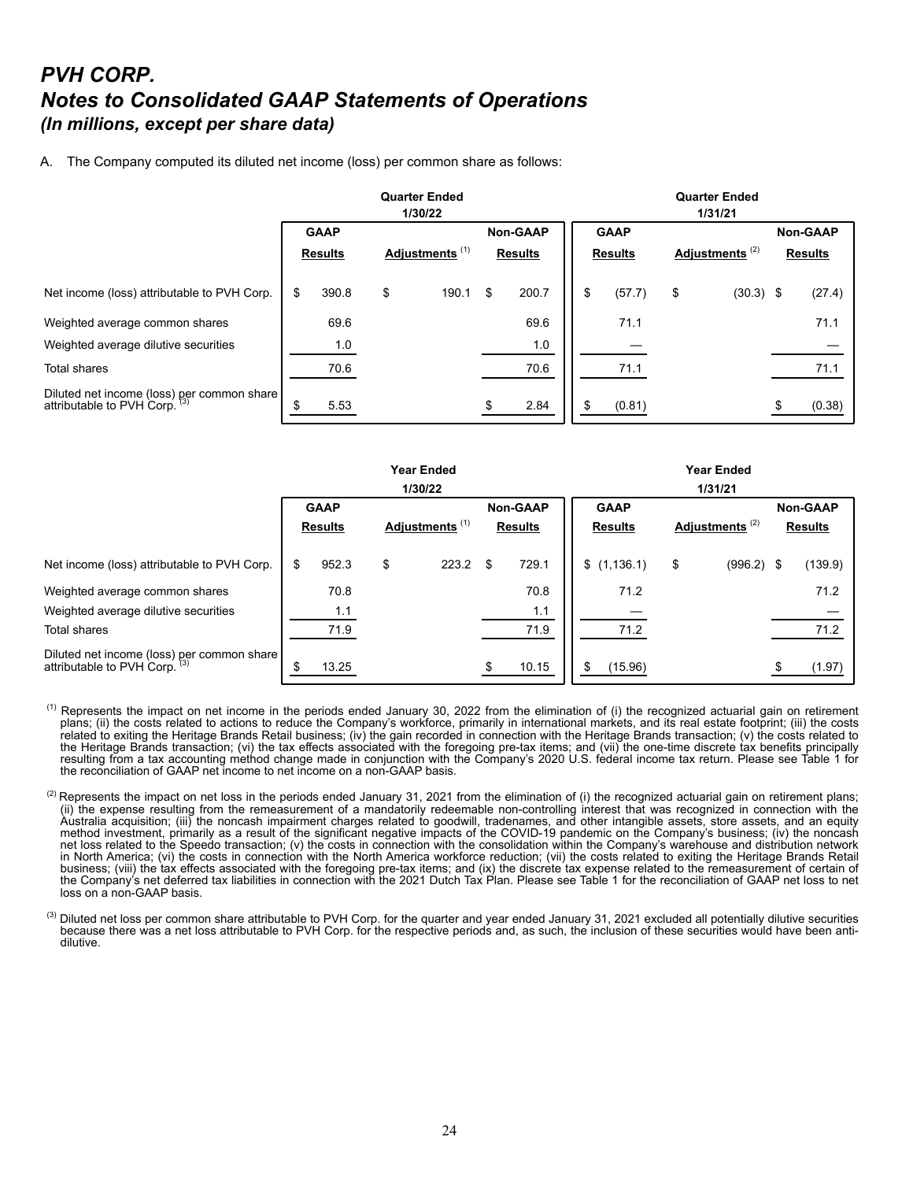# PVH CORP.

# Notes to Consolidated GAAP Statements of Operations

### *(In millions, except per share data)*

A. The Company computed its diluted net income (loss) per common share as follows:

| | Quarter Ended 1/30/22 | | | Quarter Ended 1/31/21 | | |
|---|---|---|---|---|---|---|
| | GAAP Results | Adjustments [1] | Non-GAAP Results | GAAP Results | Adjustments [2] | Non-GAAP Results |
| Net income (loss) attributable to PVH Corp. | $ 390.8 | $ 190.1 | $ 200.7 | $ (57.7) | $ (30.3) | $ (27.4) |
| Weighted average common shares | 69.6 | | 69.6 | 71.1 | | 71.1 |
| Weighted average dilutive securities | 1.0 | | 1.0 | — | | — |
| Total shares | 70.6 | | 70.6 | 71.1 | | 71.1 |
| Diluted net income (loss) per common share attributable to PVH Corp. [3] | $ 5.53 | | $ 2.84 | $ (0.81) | | $ (0.38) |

| | Year Ended 1/30/22 | | | Year Ended 1/31/21 | | |
|---|---|---|---|---|---|---|
| | GAAP Results | Adjustments [1] | Non-GAAP Results | GAAP Results | Adjustments [2] | Non-GAAP Results |
| Net income (loss) attributable to PVH Corp. | $ 952.3 | $ 223.2 | $ 729.1 | $ (1,136.1) | $ (996.2) | $ (139.9) |
| Weighted average common shares | 70.8 | | 70.8 | 71.2 | | 71.2 |
| Weighted average dilutive securities | 1.1 | | 1.1 | — | | — |
| Total shares | 71.9 | | 71.9 | 71.2 | | 71.2 |
| Diluted net income (loss) per common share attributable to PVH Corp. [3] | $ 13.25 | | $ 10.15 | $ (15.96) | | $ (1.97) |

[1] Represents the impact on net income in the periods ended January 30, 2022 from the elimination of (i) the recognized actuarial gain on retirement plans; (ii) the costs related to actions to reduce the Company's workforce, primarily in international markets, and its real estate footprint; (iii) the costs related to exiting the Heritage Brands Retail business; (iv) the gain recorded in connection with the Heritage Brands transaction; (v) the costs related to the Heritage Brands transaction; (vi) the tax effects associated with the foregoing pre-tax items; and (vii) the one-time discrete tax benefits principally resulting from a tax accounting method change made in conjunction with the Company's 2020 U.S. federal income tax return. Please see Table 1 for the reconciliation of GAAP net income to net income on a non-GAAP basis.

[2] Represents the impact on net loss in the periods ended January 31, 2021 from the elimination of (i) the recognized actuarial gain on retirement plans; (ii) the expense resulting from the remeasurement of a mandatorily redeemable non-controlling interest that was recognized in connection with the Australia acquisition; (iii) the noncash impairment charges related to goodwill, tradenames, and other intangible assets, store assets, and an equity method investment, primarily as a result of the significant negative impacts of the COVID-19 pandemic on the Company's business; (iv) the noncash net loss related to the Speedo transaction; (v) the costs in connection with the consolidation within the Company's warehouse and distribution network in North America; (vi) the costs in connection with the North America workforce reduction; (vii) the costs related to exiting the Heritage Brands Retail business; (viii) the tax effects associated with the foregoing pre-tax items; and (ix) the discrete tax expense related to the remeasurement of certain of the Company's net deferred tax liabilities in connection with the 2021 Dutch Tax Plan. Please see Table 1 for the reconciliation of GAAP net loss to net loss on a non-GAAP basis.

[3] Diluted net loss per common share attributable to PVH Corp. for the quarter and year ended January 31, 2021 excluded all potentially dilutive securities because there was a net loss attributable to PVH Corp. for the respective periods and, as such, the inclusion of these securities would have been anti-dilutive.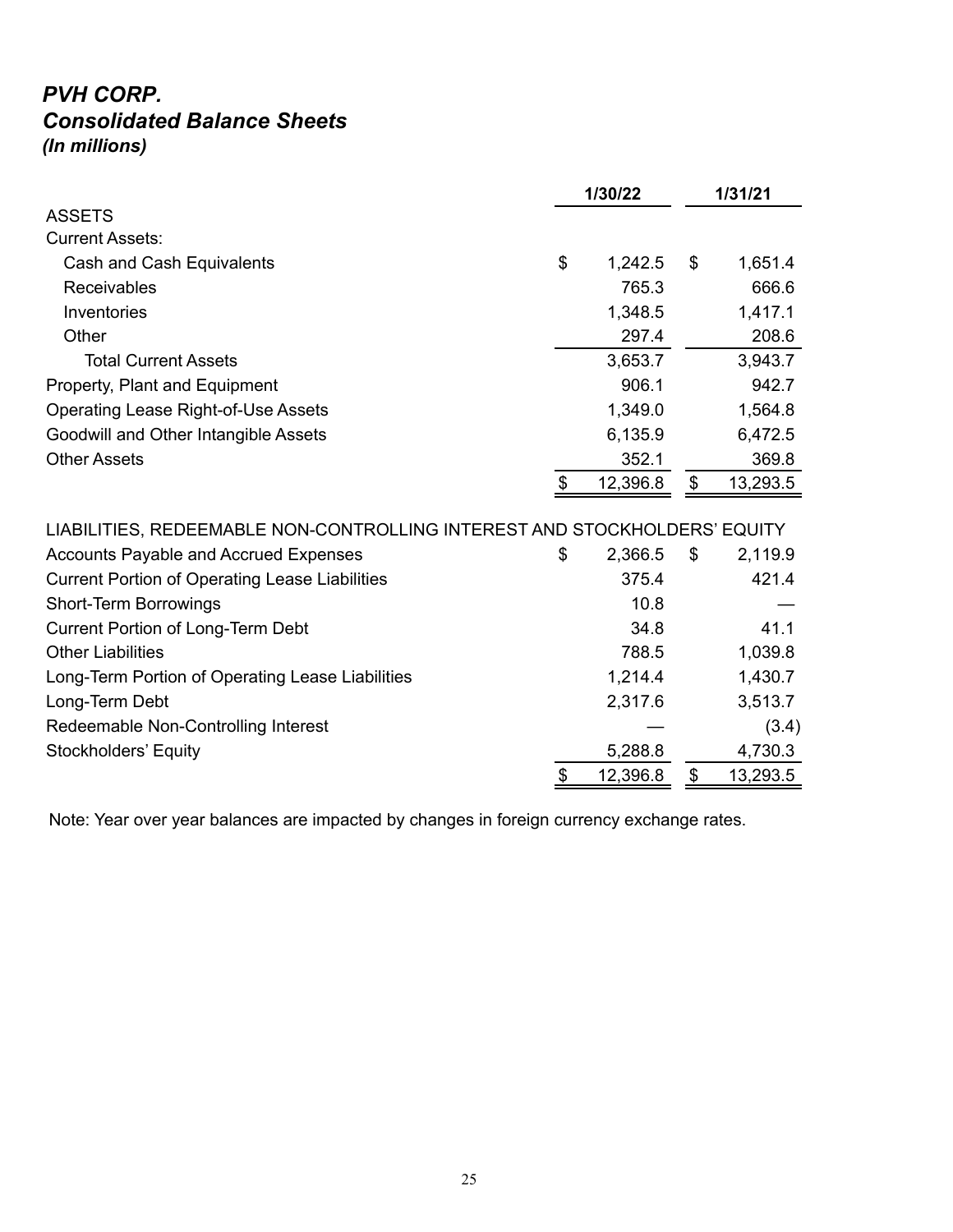# *PVH CORP.*
## *Consolidated Balance Sheets*
### *(In millions)*

| | 1/30/22 | 1/31/21 |
|---|---|---|
| ASSETS | | |
| Current Assets: | | |
| Cash and Cash Equivalents | $ 1,242.5 | $ 1,651.4 |
| Receivables | 765.3 | 666.6 |
| Inventories | 1,348.5 | 1,417.1 |
| Other | 297.4 | 208.6 |
| Total Current Assets | 3,653.7 | 3,943.7 |
| Property, Plant and Equipment | 906.1 | 942.7 |
| Operating Lease Right-of-Use Assets | 1,349.0 | 1,564.8 |
| Goodwill and Other Intangible Assets | 6,135.9 | 6,472.5 |
| Other Assets | 352.1 | 369.8 |
| | $ 12,396.8 | $ 13,293.5 |
| LIABILITIES, REDEEMABLE NON-CONTROLLING INTEREST AND STOCKHOLDERS' EQUITY | | |
| Accounts Payable and Accrued Expenses | $ 2,366.5 | $ 2,119.9 |
| Current Portion of Operating Lease Liabilities | 375.4 | 421.4 |
| Short-Term Borrowings | 10.8 | — |
| Current Portion of Long-Term Debt | 34.8 | 41.1 |
| Other Liabilities | 788.5 | 1,039.8 |
| Long-Term Portion of Operating Lease Liabilities | 1,214.4 | 1,430.7 |
| Long-Term Debt | 2,317.6 | 3,513.7 |
| Redeemable Non-Controlling Interest | — | (3.4) |
| Stockholders' Equity | 5,288.8 | 4,730.3 |
| | $ 12,396.8 | $ 13,293.5 |

Note: Year over year balances are impacted by changes in foreign currency exchange rates.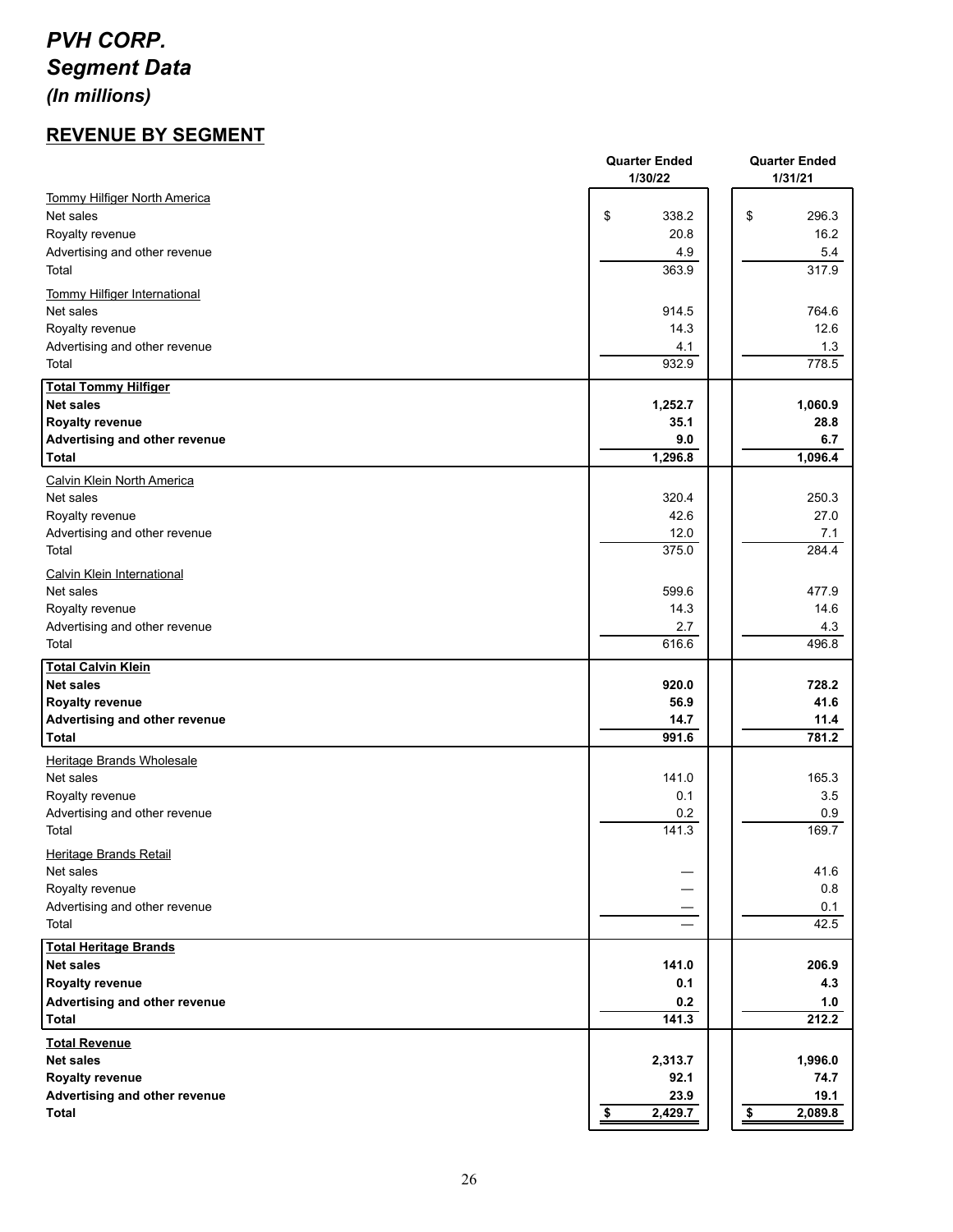# *PVH CORP.*
## *Segment Data*
### *(In millions)*

## REVENUE BY SEGMENT

| | Quarter Ended 1/30/22 | Quarter Ended 1/31/21 |
|---|---|---|
| Tommy Hilfiger North America | | |
| Net sales | $ 338.2 | $ 296.3 |
| Royalty revenue | 20.8 | 16.2 |
| Advertising and other revenue | 4.9 | 5.4 |
| Total | 363.9 | 317.9 |
| Tommy Hilfiger International | | |
| Net sales | 914.5 | 764.6 |
| Royalty revenue | 14.3 | 12.6 |
| Advertising and other revenue | 4.1 | 1.3 |
| Total | 932.9 | 778.5 |
| **Total Tommy Hilfiger** | | |
| **Net sales** | **1,252.7** | **1,060.9** |
| **Royalty revenue** | **35.1** | **28.8** |
| **Advertising and other revenue** | **9.0** | **6.7** |
| **Total** | **1,296.8** | **1,096.4** |
| Calvin Klein North America | | |
| Net sales | 320.4 | 250.3 |
| Royalty revenue | 42.6 | 27.0 |
| Advertising and other revenue | 12.0 | 7.1 |
| Total | 375.0 | 284.4 |
| Calvin Klein International | | |
| Net sales | 599.6 | 477.9 |
| Royalty revenue | 14.3 | 14.6 |
| Advertising and other revenue | 2.7 | 4.3 |
| Total | 616.6 | 496.8 |
| **Total Calvin Klein** | | |
| **Net sales** | **920.0** | **728.2** |
| **Royalty revenue** | **56.9** | **41.6** |
| **Advertising and other revenue** | **14.7** | **11.4** |
| **Total** | **991.6** | **781.2** |
| Heritage Brands Wholesale | | |
| Net sales | 141.0 | 165.3 |
| Royalty revenue | 0.1 | 3.5 |
| Advertising and other revenue | 0.2 | 0.9 |
| Total | 141.3 | 169.7 |
| Heritage Brands Retail | | |
| Net sales | — | 41.6 |
| Royalty revenue | — | 0.8 |
| Advertising and other revenue | — | 0.1 |
| Total | — | 42.5 |
| **Total Heritage Brands** | | |
| **Net sales** | **141.0** | **206.9** |
| **Royalty revenue** | **0.1** | **4.3** |
| **Advertising and other revenue** | **0.2** | **1.0** |
| **Total** | **141.3** | **212.2** |
| **Total Revenue** | | |
| **Net sales** | **2,313.7** | **1,996.0** |
| **Royalty revenue** | **92.1** | **74.7** |
| **Advertising and other revenue** | **23.9** | **19.1** |
| **Total** | **$ 2,429.7** | **$ 2,089.8** |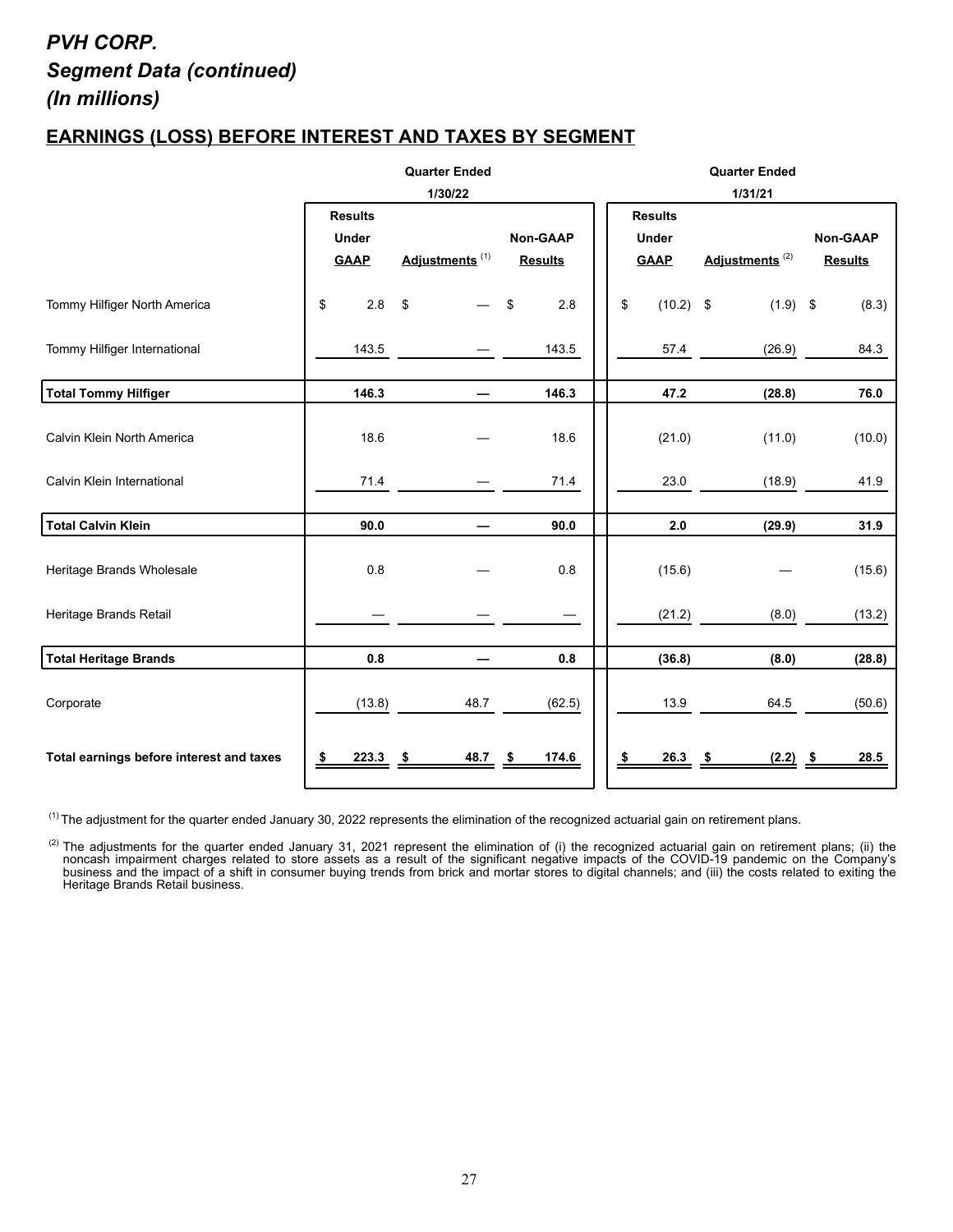# *PVH CORP.*
# *Segment Data (continued)*
# *(In millions)*

## EARNINGS (LOSS) BEFORE INTEREST AND TAXES BY SEGMENT

| | Quarter Ended 1/30/22 | | | Quarter Ended 1/31/21 | | |
|---|---|---|---|---|---|---|
| | Results Under GAAP | Adjustments [1] | Non-GAAP Results | Results Under GAAP | Adjustments [2] | Non-GAAP Results |
| Tommy Hilfiger North America | $ 2.8 | $ — | $ 2.8 | $ (10.2) | $ (1.9) | $ (8.3) |
| Tommy Hilfiger International | 143.5 | — | 143.5 | 57.4 | (26.9) | 84.3 |
| **Total Tommy Hilfiger** | **146.3** | **—** | **146.3** | **47.2** | **(28.8)** | **76.0** |
| Calvin Klein North America | 18.6 | — | 18.6 | (21.0) | (11.0) | (10.0) |
| Calvin Klein International | 71.4 | — | 71.4 | 23.0 | (18.9) | 41.9 |
| **Total Calvin Klein** | **90.0** | **—** | **90.0** | **2.0** | **(29.9)** | **31.9** |
| Heritage Brands Wholesale | 0.8 | — | 0.8 | (15.6) | — | (15.6) |
| Heritage Brands Retail | — | — | — | (21.2) | (8.0) | (13.2) |
| **Total Heritage Brands** | **0.8** | **—** | **0.8** | **(36.8)** | **(8.0)** | **(28.8)** |
| Corporate | (13.8) | 48.7 | (62.5) | 13.9 | 64.5 | (50.6) |
| **Total earnings before interest and taxes** | **$ 223.3** | **$ 48.7** | **$ 174.6** | **$ 26.3** | **$ (2.2)** | **$ 28.5** |

[1] The adjustment for the quarter ended January 30, 2022 represents the elimination of the recognized actuarial gain on retirement plans.

[2] The adjustments for the quarter ended January 31, 2021 represent the elimination of (i) the recognized actuarial gain on retirement plans; (ii) the noncash impairment charges related to store assets as a result of the significant negative impacts of the COVID-19 pandemic on the Company's business and the impact of a shift in consumer buying trends from brick and mortar stores to digital channels; and (iii) the costs related to exiting the Heritage Brands Retail business.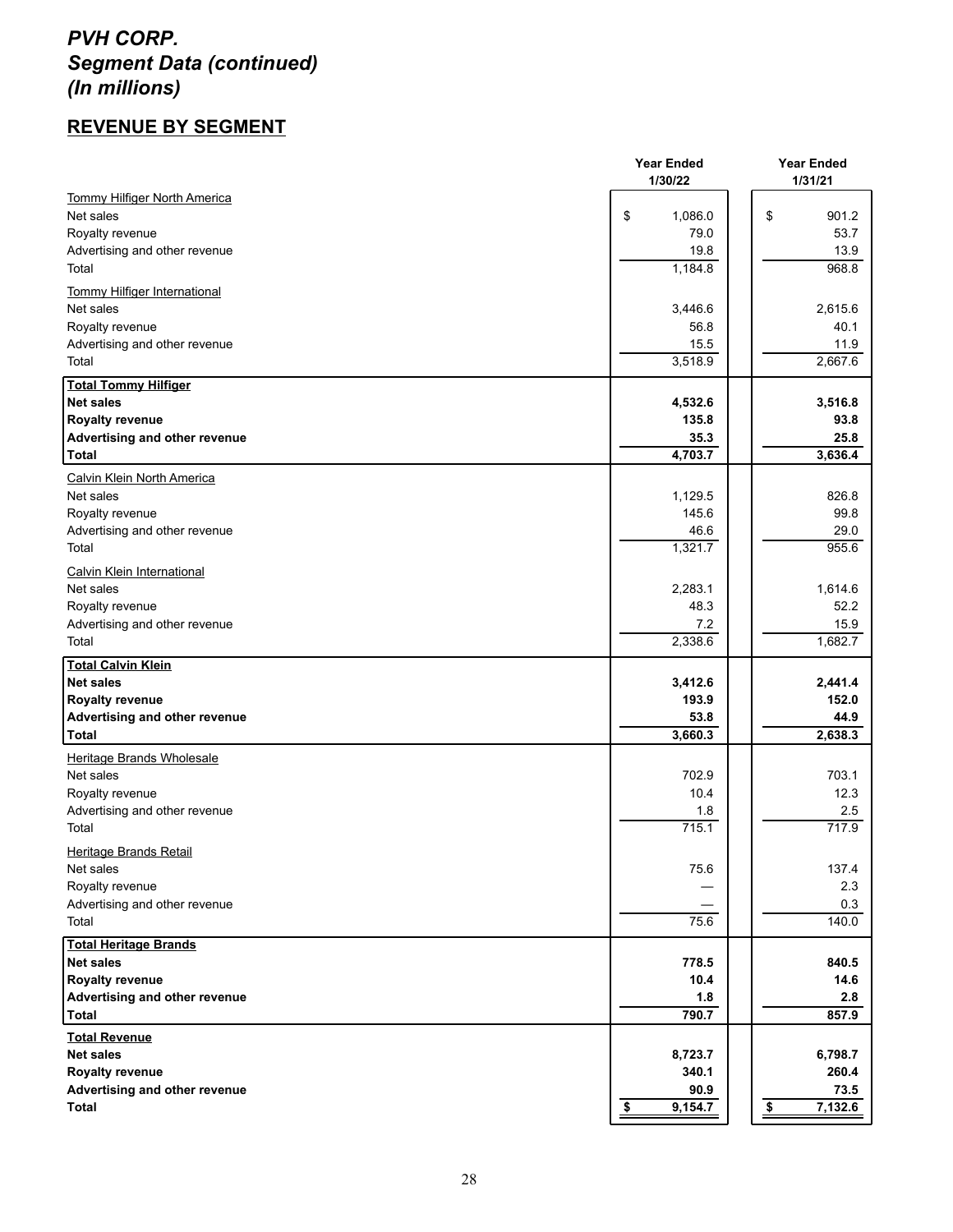# PVH CORP.
# Segment Data (continued)
# (In millions)

## REVENUE BY SEGMENT

| | Year Ended 1/30/22 | Year Ended 1/31/21 |
|---|---|---|
| Tommy Hilfiger North America | | |
| Net sales | $ 1,086.0 | $ 901.2 |
| Royalty revenue | 79.0 | 53.7 |
| Advertising and other revenue | 19.8 | 13.9 |
| Total | 1,184.8 | 968.8 |
| Tommy Hilfiger International | | |
| Net sales | 3,446.6 | 2,615.6 |
| Royalty revenue | 56.8 | 40.1 |
| Advertising and other revenue | 15.5 | 11.9 |
| Total | 3,518.9 | 2,667.6 |
| **Total Tommy Hilfiger** | | |
| **Net sales** | **4,532.6** | **3,516.8** |
| **Royalty revenue** | **135.8** | **93.8** |
| **Advertising and other revenue** | **35.3** | **25.8** |
| **Total** | **4,703.7** | **3,636.4** |
| Calvin Klein North America | | |
| Net sales | 1,129.5 | 826.8 |
| Royalty revenue | 145.6 | 99.8 |
| Advertising and other revenue | 46.6 | 29.0 |
| Total | 1,321.7 | 955.6 |
| Calvin Klein International | | |
| Net sales | 2,283.1 | 1,614.6 |
| Royalty revenue | 48.3 | 52.2 |
| Advertising and other revenue | 7.2 | 15.9 |
| Total | 2,338.6 | 1,682.7 |
| **Total Calvin Klein** | | |
| **Net sales** | **3,412.6** | **2,441.4** |
| **Royalty revenue** | **193.9** | **152.0** |
| **Advertising and other revenue** | **53.8** | **44.9** |
| **Total** | **3,660.3** | **2,638.3** |
| Heritage Brands Wholesale | | |
| Net sales | 702.9 | 703.1 |
| Royalty revenue | 10.4 | 12.3 |
| Advertising and other revenue | 1.8 | 2.5 |
| Total | 715.1 | 717.9 |
| Heritage Brands Retail | | |
| Net sales | 75.6 | 137.4 |
| Royalty revenue | — | 2.3 |
| Advertising and other revenue | — | 0.3 |
| Total | 75.6 | 140.0 |
| **Total Heritage Brands** | | |
| **Net sales** | **778.5** | **840.5** |
| **Royalty revenue** | **10.4** | **14.6** |
| **Advertising and other revenue** | **1.8** | **2.8** |
| **Total** | **790.7** | **857.9** |
| **Total Revenue** | | |
| **Net sales** | **8,723.7** | **6,798.7** |
| **Royalty revenue** | **340.1** | **260.4** |
| **Advertising and other revenue** | **90.9** | **73.5** |
| **Total** | **$ 9,154.7** | **$ 7,132.6** |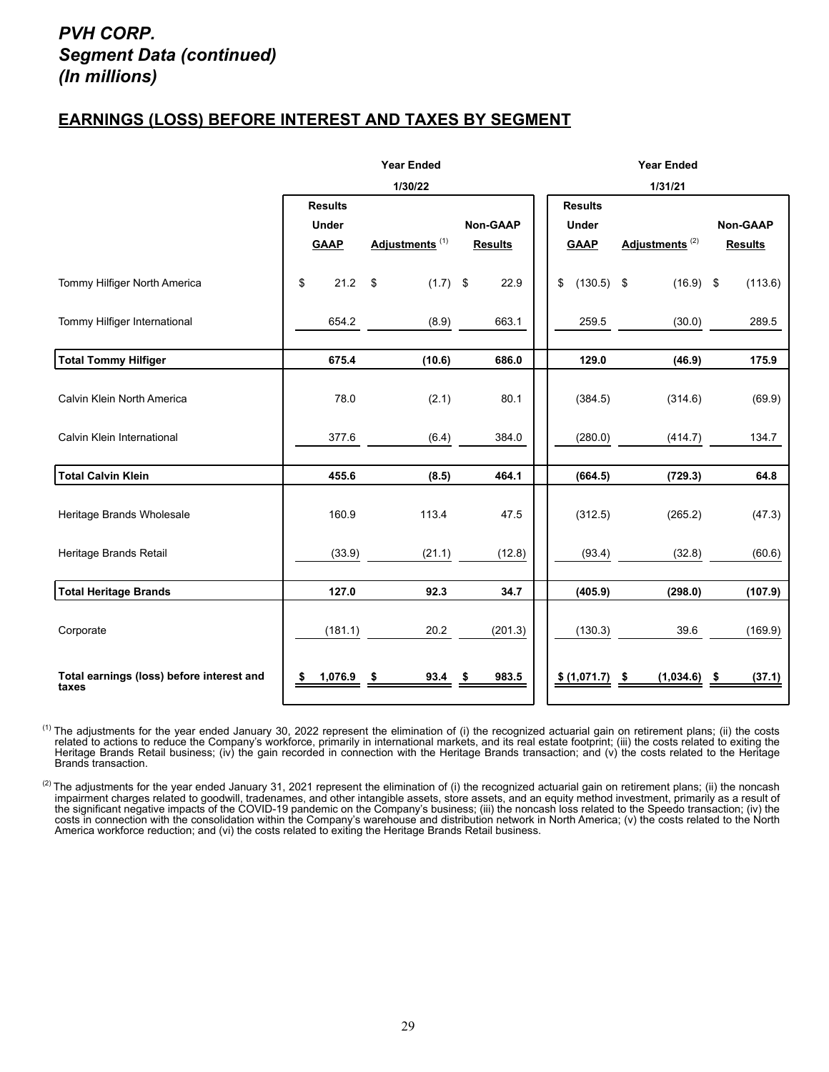# *PVH CORP.*
# *Segment Data (continued)*
# *(In millions)*

## EARNINGS (LOSS) BEFORE INTEREST AND TAXES BY SEGMENT

| | Year Ended 1/30/22 | | | Year Ended 1/31/21 | | |
|---|---|---|---|---|---|---|
| | Results Under GAAP | Adjustments [1] | Non-GAAP Results | Results Under GAAP | Adjustments [2] | Non-GAAP Results |
| Tommy Hilfiger North America | $ 21.2 | $ (1.7) | $ 22.9 | $ (130.5) | $ (16.9) | $ (113.6) |
| Tommy Hilfiger International | 654.2 | (8.9) | 663.1 | 259.5 | (30.0) | 289.5 |
| **Total Tommy Hilfiger** | **675.4** | **(10.6)** | **686.0** | **129.0** | **(46.9)** | **175.9** |
| Calvin Klein North America | 78.0 | (2.1) | 80.1 | (384.5) | (314.6) | (69.9) |
| Calvin Klein International | 377.6 | (6.4) | 384.0 | (280.0) | (414.7) | 134.7 |
| **Total Calvin Klein** | **455.6** | **(8.5)** | **464.1** | **(664.5)** | **(729.3)** | **64.8** |
| Heritage Brands Wholesale | 160.9 | 113.4 | 47.5 | (312.5) | (265.2) | (47.3) |
| Heritage Brands Retail | (33.9) | (21.1) | (12.8) | (93.4) | (32.8) | (60.6) |
| **Total Heritage Brands** | **127.0** | **92.3** | **34.7** | **(405.9)** | **(298.0)** | **(107.9)** |
| Corporate | (181.1) | 20.2 | (201.3) | (130.3) | 39.6 | (169.9) |
| **Total earnings (loss) before interest and taxes** | **$ 1,076.9** | **$ 93.4** | **$ 983.5** | **$ (1,071.7)** | **$ (1,034.6)** | **$ (37.1)** |

[1] The adjustments for the year ended January 30, 2022 represent the elimination of (i) the recognized actuarial gain on retirement plans; (ii) the costs related to actions to reduce the Company's workforce, primarily in international markets, and its real estate footprint; (iii) the costs related to exiting the Heritage Brands Retail business; (iv) the gain recorded in connection with the Heritage Brands transaction; and (v) the costs related to the Heritage Brands transaction.

[2] The adjustments for the year ended January 31, 2021 represent the elimination of (i) the recognized actuarial gain on retirement plans; (ii) the noncash impairment charges related to goodwill, tradenames, and other intangible assets, store assets, and an equity method investment, primarily as a result of the significant negative impacts of the COVID-19 pandemic on the Company's business; (iii) the noncash loss related to the Speedo transaction; (iv) the costs in connection with the consolidation within the Company's warehouse and distribution network in North America; (v) the costs related to the North America workforce reduction; and (vi) the costs related to exiting the Heritage Brands Retail business.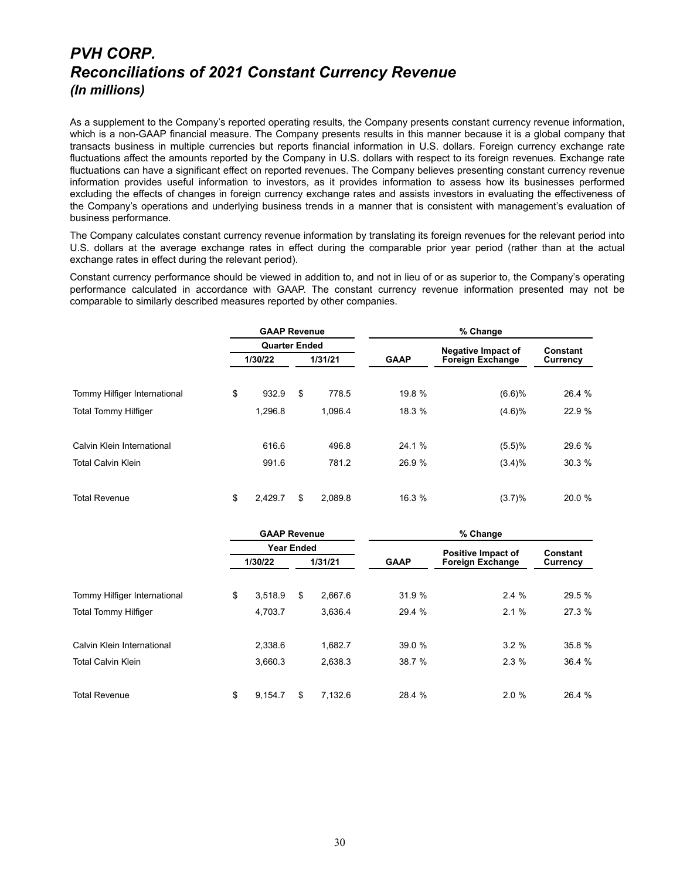# *PVH CORP.*
# *Reconciliations of 2021 Constant Currency Revenue*
### *(In millions)*

As a supplement to the Company's reported operating results, the Company presents constant currency revenue information, which is a non-GAAP financial measure. The Company presents results in this manner because it is a global company that transacts business in multiple currencies but reports financial information in U.S. dollars. Foreign currency exchange rate fluctuations affect the amounts reported by the Company in U.S. dollars with respect to its foreign revenues. Exchange rate fluctuations can have a significant effect on reported revenues. The Company believes presenting constant currency revenue information provides useful information to investors, as it provides information to assess how its businesses performed excluding the effects of changes in foreign currency exchange rates and assists investors in evaluating the effectiveness of the Company's operations and underlying business trends in a manner that is consistent with management's evaluation of business performance.

The Company calculates constant currency revenue information by translating its foreign revenues for the relevant period into U.S. dollars at the average exchange rates in effect during the comparable prior year period (rather than at the actual exchange rates in effect during the relevant period).

Constant currency performance should be viewed in addition to, and not in lieu of or as superior to, the Company's operating performance calculated in accordance with GAAP. The constant currency revenue information presented may not be comparable to similarly described measures reported by other companies.

| | GAAP Revenue | | % Change | | |
|---|---|---|---|---|---|
| | Quarter Ended | | | | |
| | 1/30/22 | 1/31/21 | GAAP | Negative Impact of Foreign Exchange | Constant Currency |
| Tommy Hilfiger International | $ 932.9 | $ 778.5 | 19.8 % | (6.6)% | 26.4 % |
| Total Tommy Hilfiger | 1,296.8 | 1,096.4 | 18.3 % | (4.6)% | 22.9 % |
| Calvin Klein International | 616.6 | 496.8 | 24.1 % | (5.5)% | 29.6 % |
| Total Calvin Klein | 991.6 | 781.2 | 26.9 % | (3.4)% | 30.3 % |
| Total Revenue | $ 2,429.7 | $ 2,089.8 | 16.3 % | (3.7)% | 20.0 % |

| | GAAP Revenue | | % Change | | |
|---|---|---|---|---|---|
| | Year Ended | | | | |
| | 1/30/22 | 1/31/21 | GAAP | Positive Impact of Foreign Exchange | Constant Currency |
| Tommy Hilfiger International | $ 3,518.9 | $ 2,667.6 | 31.9 % | 2.4 % | 29.5 % |
| Total Tommy Hilfiger | 4,703.7 | 3,636.4 | 29.4 % | 2.1 % | 27.3 % |
| Calvin Klein International | 2,338.6 | 1,682.7 | 39.0 % | 3.2 % | 35.8 % |
| Total Calvin Klein | 3,660.3 | 2,638.3 | 38.7 % | 2.3 % | 36.4 % |
| Total Revenue | $ 9,154.7 | $ 7,132.6 | 28.4 % | 2.0 % | 26.4 % |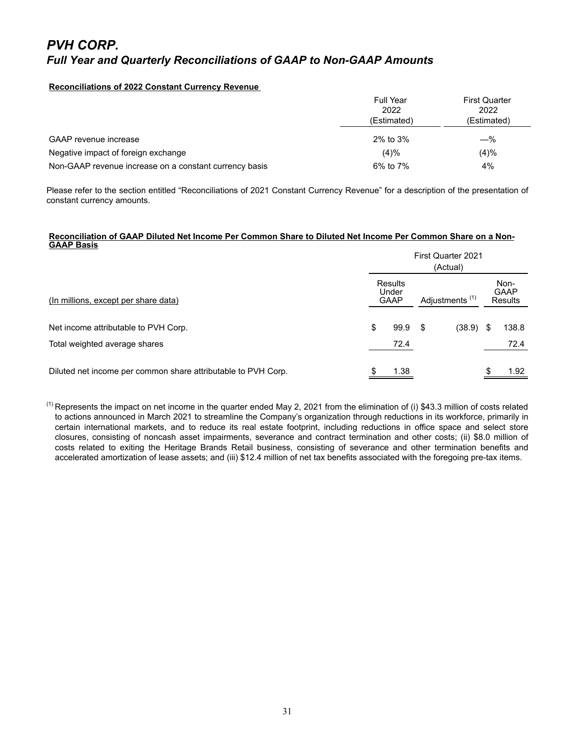# *PVH CORP.*
## *Full Year and Quarterly Reconciliations of GAAP to Non-GAAP Amounts*

**Reconciliations of 2022 Constant Currency Revenue**

| | Full Year 2022 (Estimated) | First Quarter 2022 (Estimated) |
|---|---|---|
| GAAP revenue increase | 2% to 3% | —% |
| Negative impact of foreign exchange | (4)% | (4)% |
| Non-GAAP revenue increase on a constant currency basis | 6% to 7% | 4% |

Please refer to the section entitled "Reconciliations of 2021 Constant Currency Revenue" for a description of the presentation of constant currency amounts.

**Reconciliation of GAAP Diluted Net Income Per Common Share to Diluted Net Income Per Common Share on a Non-GAAP Basis**

| | First Quarter 2021 (Actual) | | |
|---|---|---|---|
| (In millions, except per share data) | Results Under GAAP | Adjustments [1] | Non-GAAP Results |
| Net income attributable to PVH Corp. | $ 99.9 | $ (38.9) | $ 138.8 |
| Total weighted average shares | 72.4 | | 72.4 |
| Diluted net income per common share attributable to PVH Corp. | $ 1.38 | | $ 1.92 |

[1] Represents the impact on net income in the quarter ended May 2, 2021 from the elimination of (i) $43.3 million of costs related to actions announced in March 2021 to streamline the Company's organization through reductions in its workforce, primarily in certain international markets, and to reduce its real estate footprint, including reductions in office space and select store closures, consisting of noncash asset impairments, severance and contract termination and other costs; (ii) $8.0 million of costs related to exiting the Heritage Brands Retail business, consisting of severance and other termination benefits and accelerated amortization of lease assets; and (iii) $12.4 million of net tax benefits associated with the foregoing pre-tax items.